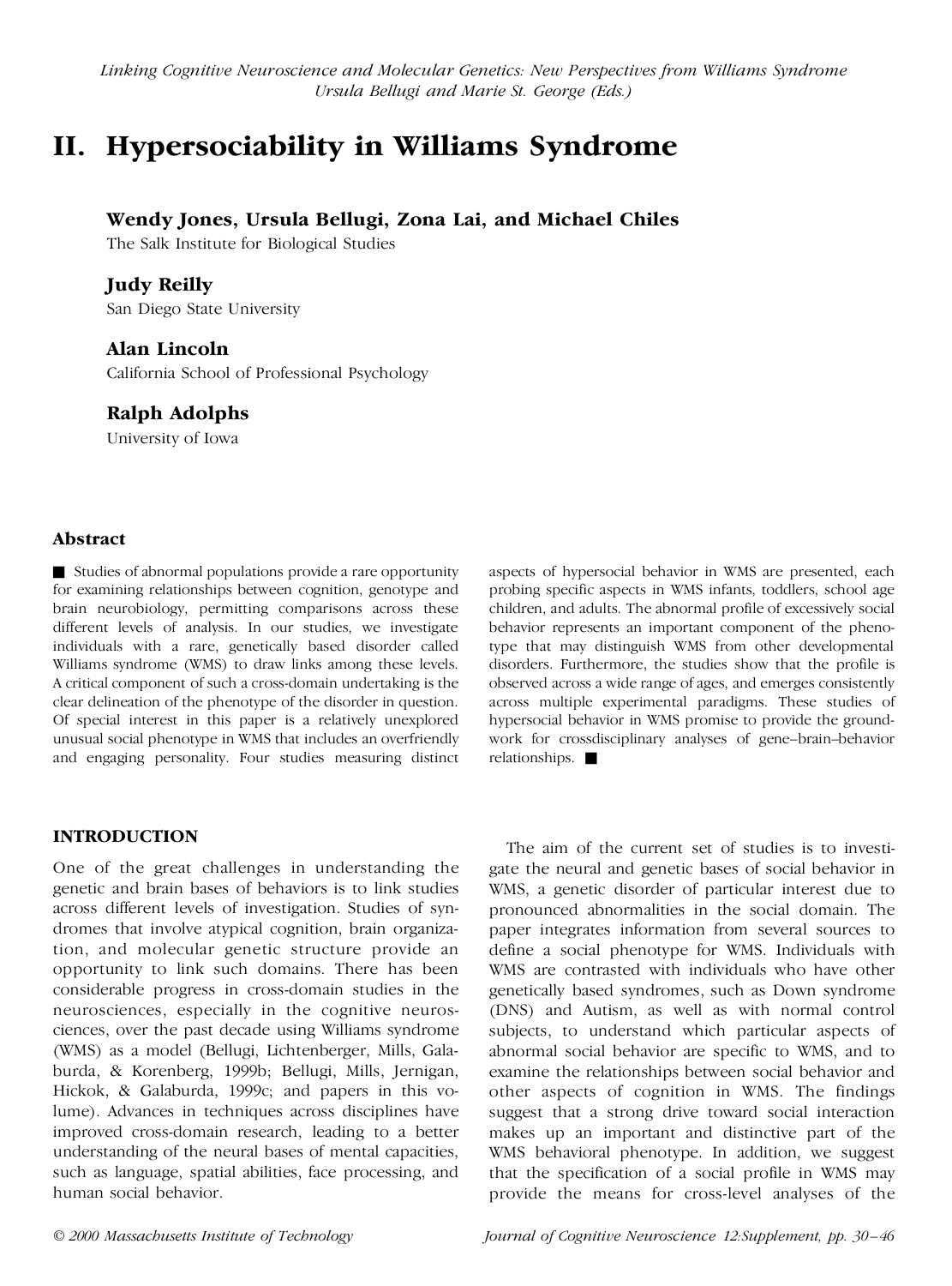*Linking Cognitive Neuroscience and Molecular Genetics: New Perspectives from Williams Syndrome*
*Ursula Bellugi and Marie St. George (Eds.)*

# II. Hypersociability in Williams Syndrome

**Wendy Jones, Ursula Bellugi, Zona Lai, and Michael Chiles**
The Salk Institute for Biological Studies

**Judy Reilly**
San Diego State University

**Alan Lincoln**
California School of Professional Psychology

**Ralph Adolphs**
University of Iowa

## Abstract

■ Studies of abnormal populations provide a rare opportunity for examining relationships between cognition, genotype and brain neurobiology, permitting comparisons across these different levels of analysis. In our studies, we investigate individuals with a rare, genetically based disorder called Williams syndrome (WMS) to draw links among these levels. A critical component of such a cross-domain undertaking is the clear delineation of the phenotype of the disorder in question. Of special interest in this paper is a relatively unexplored unusual social phenotype in WMS that includes an overfriendly and engaging personality. Four studies measuring distinct aspects of hypersocial behavior in WMS are presented, each probing specific aspects in WMS infants, toddlers, school age children, and adults. The abnormal profile of excessively social behavior represents an important component of the phenotype that may distinguish WMS from other developmental disorders. Furthermore, the studies show that the profile is observed across a wide range of ages, and emerges consistently across multiple experimental paradigms. These studies of hypersocial behavior in WMS promise to provide the groundwork for crossdisciplinary analyses of gene–brain–behavior relationships. ■

## INTRODUCTION

One of the great challenges in understanding the genetic and brain bases of behaviors is to link studies across different levels of investigation. Studies of syndromes that involve atypical cognition, brain organization, and molecular genetic structure provide an opportunity to link such domains. There has been considerable progress in cross-domain studies in the neurosciences, especially in the cognitive neurosciences, over the past decade using Williams syndrome (WMS) as a model (Bellugi, Lichtenberger, Mills, Galaburda, & Korenberg, 1999b; Bellugi, Mills, Jernigan, Hickok, & Galaburda, 1999c; and papers in this volume). Advances in techniques across disciplines have improved cross-domain research, leading to a better understanding of the neural bases of mental capacities, such as language, spatial abilities, face processing, and human social behavior.

The aim of the current set of studies is to investigate the neural and genetic bases of social behavior in WMS, a genetic disorder of particular interest due to pronounced abnormalities in the social domain. The paper integrates information from several sources to define a social phenotype for WMS. Individuals with WMS are contrasted with individuals who have other genetically based syndromes, such as Down syndrome (DNS) and Autism, as well as with normal control subjects, to understand which particular aspects of abnormal social behavior are specific to WMS, and to examine the relationships between social behavior and other aspects of cognition in WMS. The findings suggest that a strong drive toward social interaction makes up an important and distinctive part of the WMS behavioral phenotype. In addition, we suggest that the specification of a social profile in WMS may provide the means for cross-level analyses of the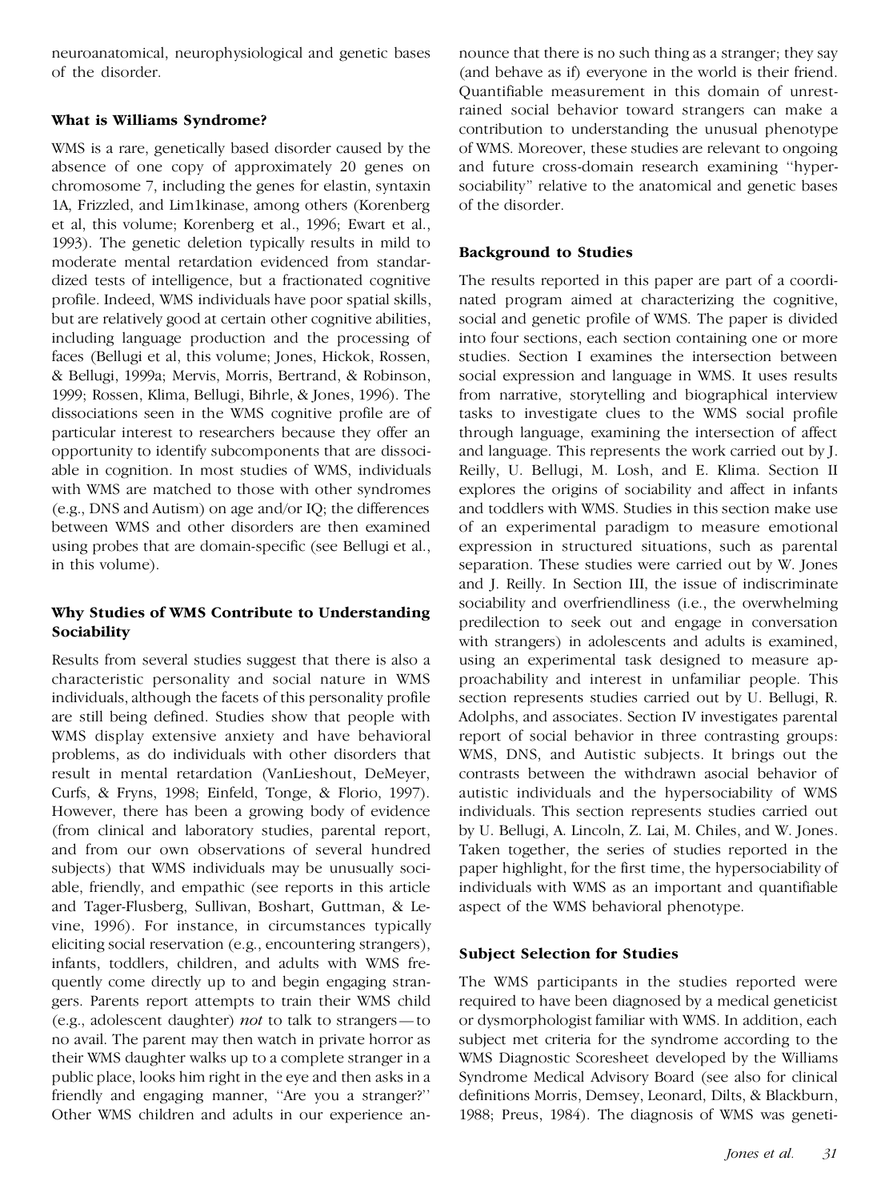neuroanatomical, neurophysiological and genetic bases of the disorder.

### What is Williams Syndrome?

WMS is a rare, genetically based disorder caused by the absence of one copy of approximately 20 genes on chromosome 7, including the genes for elastin, syntaxin 1A, Frizzled, and Lim1kinase, among others (Korenberg et al, this volume; Korenberg et al., 1996; Ewart et al., 1993). The genetic deletion typically results in mild to moderate mental retardation evidenced from standardized tests of intelligence, but a fractionated cognitive profile. Indeed, WMS individuals have poor spatial skills, but are relatively good at certain other cognitive abilities, including language production and the processing of faces (Bellugi et al, this volume; Jones, Hickok, Rossen, & Bellugi, 1999a; Mervis, Morris, Bertrand, & Robinson, 1999; Rossen, Klima, Bellugi, Bihrle, & Jones, 1996). The dissociations seen in the WMS cognitive profile are of particular interest to researchers because they offer an opportunity to identify subcomponents that are dissociable in cognition. In most studies of WMS, individuals with WMS are matched to those with other syndromes (e.g., DNS and Autism) on age and/or IQ; the differences between WMS and other disorders are then examined using probes that are domain-specific (see Bellugi et al., in this volume).

### Why Studies of WMS Contribute to Understanding Sociability

Results from several studies suggest that there is also a characteristic personality and social nature in WMS individuals, although the facets of this personality profile are still being defined. Studies show that people with WMS display extensive anxiety and have behavioral problems, as do individuals with other disorders that result in mental retardation (VanLieshout, DeMeyer, Curfs, & Fryns, 1998; Einfeld, Tonge, & Florio, 1997). However, there has been a growing body of evidence (from clinical and laboratory studies, parental report, and from our own observations of several hundred subjects) that WMS individuals may be unusually sociable, friendly, and empathic (see reports in this article and Tager-Flusberg, Sullivan, Boshart, Guttman, & Levine, 1996). For instance, in circumstances typically eliciting social reservation (e.g., encountering strangers), infants, toddlers, children, and adults with WMS frequently come directly up to and begin engaging strangers. Parents report attempts to train their WMS child (e.g., adolescent daughter) *not* to talk to strangers—to no avail. The parent may then watch in private horror as their WMS daughter walks up to a complete stranger in a public place, looks him right in the eye and then asks in a friendly and engaging manner, "Are you a stranger?" Other WMS children and adults in our experience announce that there is no such thing as a stranger; they say (and behave as if) everyone in the world is their friend. Quantifiable measurement in this domain of unrestrained social behavior toward strangers can make a contribution to understanding the unusual phenotype of WMS. Moreover, these studies are relevant to ongoing and future cross-domain research examining "hypersociability" relative to the anatomical and genetic bases of the disorder.

### Background to Studies

The results reported in this paper are part of a coordinated program aimed at characterizing the cognitive, social and genetic profile of WMS. The paper is divided into four sections, each section containing one or more studies. Section I examines the intersection between social expression and language in WMS. It uses results from narrative, storytelling and biographical interview tasks to investigate clues to the WMS social profile through language, examining the intersection of affect and language. This represents the work carried out by J. Reilly, U. Bellugi, M. Losh, and E. Klima. Section II explores the origins of sociability and affect in infants and toddlers with WMS. Studies in this section make use of an experimental paradigm to measure emotional expression in structured situations, such as parental separation. These studies were carried out by W. Jones and J. Reilly. In Section III, the issue of indiscriminate sociability and overfriendliness (i.e., the overwhelming predilection to seek out and engage in conversation with strangers) in adolescents and adults is examined, using an experimental task designed to measure approachability and interest in unfamiliar people. This section represents studies carried out by U. Bellugi, R. Adolphs, and associates. Section IV investigates parental report of social behavior in three contrasting groups: WMS, DNS, and Autistic subjects. It brings out the contrasts between the withdrawn asocial behavior of autistic individuals and the hypersociability of WMS individuals. This section represents studies carried out by U. Bellugi, A. Lincoln, Z. Lai, M. Chiles, and W. Jones. Taken together, the series of studies reported in the paper highlight, for the first time, the hypersociability of individuals with WMS as an important and quantifiable aspect of the WMS behavioral phenotype.

### Subject Selection for Studies

The WMS participants in the studies reported were required to have been diagnosed by a medical geneticist or dysmorphologist familiar with WMS. In addition, each subject met criteria for the syndrome according to the WMS Diagnostic Scoresheet developed by the Williams Syndrome Medical Advisory Board (see also for clinical definitions Morris, Demsey, Leonard, Dilts, & Blackburn, 1988; Preus, 1984). The diagnosis of WMS was geneti-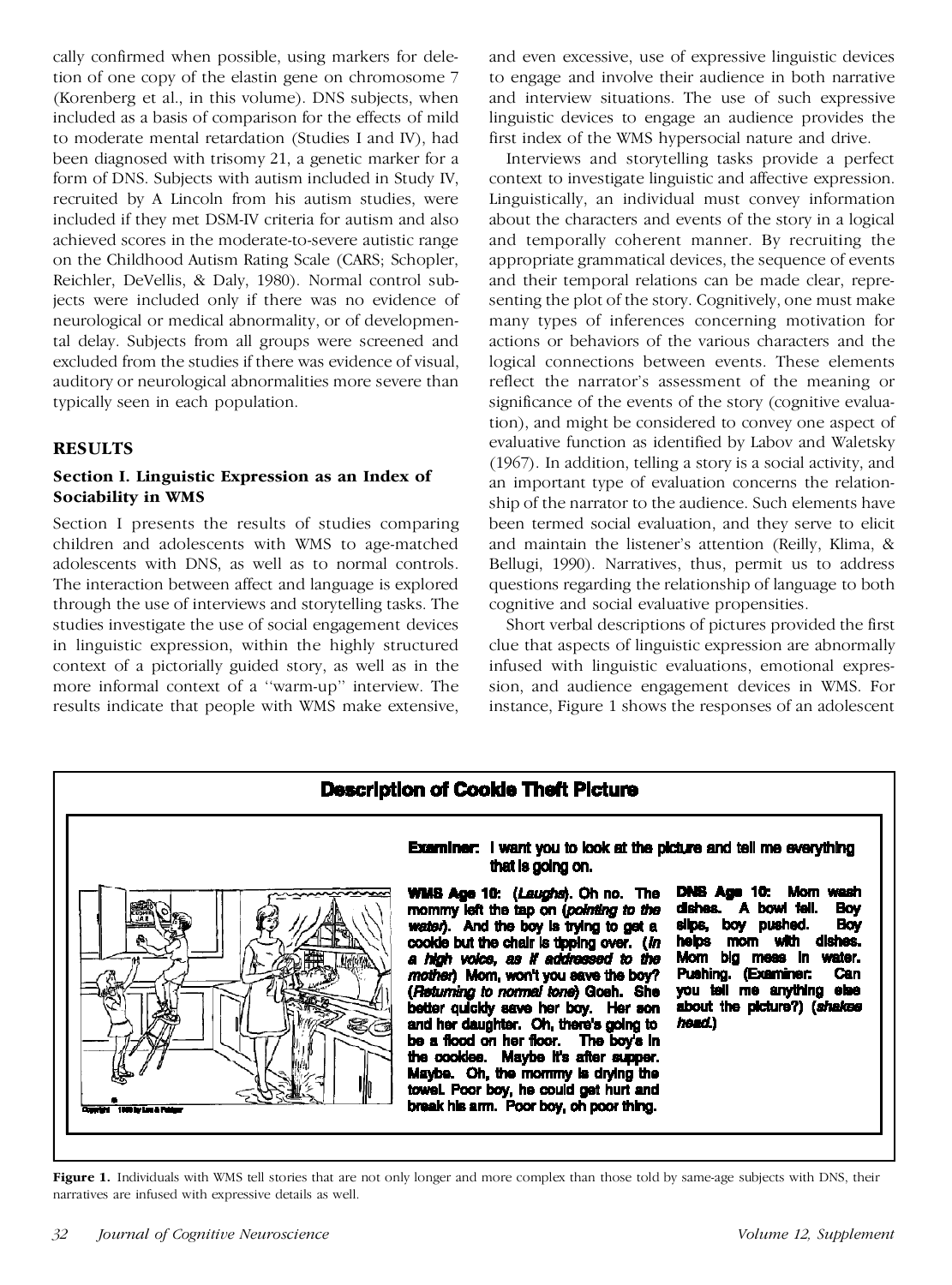cally confirmed when possible, using markers for deletion of one copy of the elastin gene on chromosome 7 (Korenberg et al., in this volume). DNS subjects, when included as a basis of comparison for the effects of mild to moderate mental retardation (Studies I and IV), had been diagnosed with trisomy 21, a genetic marker for a form of DNS. Subjects with autism included in Study IV, recruited by A Lincoln from his autism studies, were included if they met DSM-IV criteria for autism and also achieved scores in the moderate-to-severe autistic range on the Childhood Autism Rating Scale (CARS; Schopler, Reichler, DeVellis, & Daly, 1980). Normal control subjects were included only if there was no evidence of neurological or medical abnormality, or of developmental delay. Subjects from all groups were screened and excluded from the studies if there was evidence of visual, auditory or neurological abnormalities more severe than typically seen in each population.

## RESULTS

### Section I. Linguistic Expression as an Index of Sociability in WMS

Section I presents the results of studies comparing children and adolescents with WMS to age-matched adolescents with DNS, as well as to normal controls. The interaction between affect and language is explored through the use of interviews and storytelling tasks. The studies investigate the use of social engagement devices in linguistic expression, within the highly structured context of a pictorially guided story, as well as in the more informal context of a ''warm-up'' interview. The results indicate that people with WMS make extensive, and even excessive, use of expressive linguistic devices to engage and involve their audience in both narrative and interview situations. The use of such expressive linguistic devices to engage an audience provides the first index of the WMS hypersocial nature and drive.

Interviews and storytelling tasks provide a perfect context to investigate linguistic and affective expression. Linguistically, an individual must convey information about the characters and events of the story in a logical and temporally coherent manner. By recruiting the appropriate grammatical devices, the sequence of events and their temporal relations can be made clear, representing the plot of the story. Cognitively, one must make many types of inferences concerning motivation for actions or behaviors of the various characters and the logical connections between events. These elements reflect the narrator's assessment of the meaning or significance of the events of the story (cognitive evaluation), and might be considered to convey one aspect of evaluative function as identified by Labov and Waletsky (1967). In addition, telling a story is a social activity, and an important type of evaluation concerns the relationship of the narrator to the audience. Such elements have been termed social evaluation, and they serve to elicit and maintain the listener's attention (Reilly, Klima, & Bellugi, 1990). Narratives, thus, permit us to address questions regarding the relationship of language to both cognitive and social evaluative propensities.

Short verbal descriptions of pictures provided the first clue that aspects of linguistic expression are abnormally infused with linguistic evaluations, emotional expression, and audience engagement devices in WMS. For instance, Figure 1 shows the responses of an adolescent

**Description of Cookie Theft Picture**

**Examiner:** I want you to look at the picture and tell me everything that is going on.

**WMS Age 10:** (*Laughs*). Oh no. The mommy left the tap on (*pointing to the water*). And the boy is trying to get a cookie but the chair is tipping over. (*In a high voice, as if addressed to the mother*) Mom, won't you save the boy? (*Returning to normal tone*) Gosh. She better quickly save her boy. Her son and her daughter. Oh, there's going to be a flood on her floor. The boy's in the cookies. Maybe it's after supper. Maybe. Oh, the mommy is drying the towel. Poor boy, he could get hurt and break his arm. Poor boy, oh poor thing.

**DNS Age 10:** Mom wash dishes. A bowl fell. Boy slips, boy pushed. Boy helps mom with dishes. Mom big mess in water. Pushing. (Examiner: Can you tell me anything else about the picture?) (*shakes head.*)

**Figure 1.** Individuals with WMS tell stories that are not only longer and more complex than those told by same-age subjects with DNS, their narratives are infused with expressive details as well.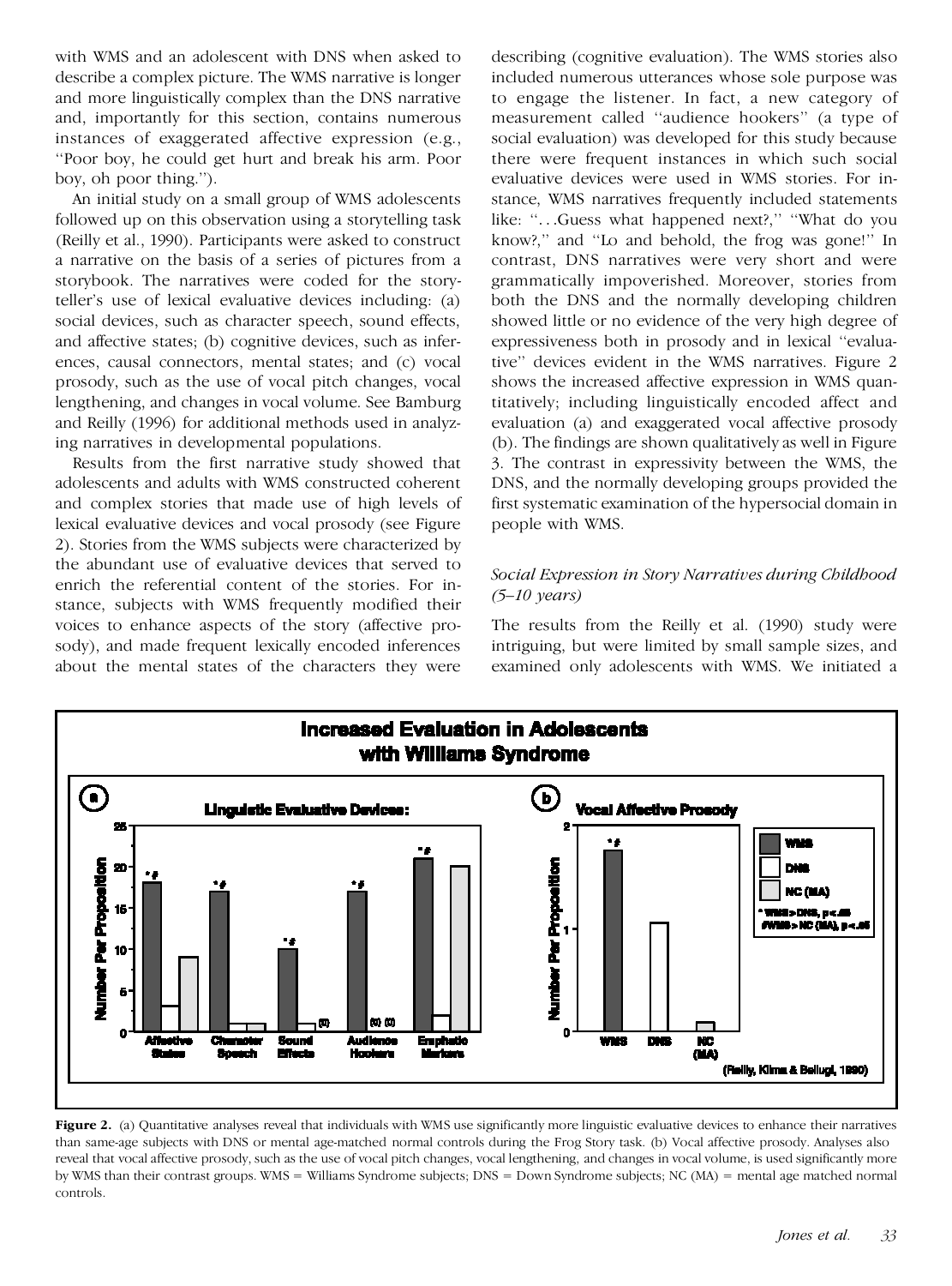with WMS and an adolescent with DNS when asked to describe a complex picture. The WMS narrative is longer and more linguistically complex than the DNS narrative and, importantly for this section, contains numerous instances of exaggerated affective expression (e.g., ''Poor boy, he could get hurt and break his arm. Poor boy, oh poor thing.'').

An initial study on a small group of WMS adolescents followed up on this observation using a storytelling task (Reilly et al., 1990). Participants were asked to construct a narrative on the basis of a series of pictures from a storybook. The narratives were coded for the storyteller's use of lexical evaluative devices including: (a) social devices, such as character speech, sound effects, and affective states; (b) cognitive devices, such as inferences, causal connectors, mental states; and (c) vocal prosody, such as the use of vocal pitch changes, vocal lengthening, and changes in vocal volume. See Bamburg and Reilly (1996) for additional methods used in analyzing narratives in developmental populations.

Results from the first narrative study showed that adolescents and adults with WMS constructed coherent and complex stories that made use of high levels of lexical evaluative devices and vocal prosody (see Figure 2). Stories from the WMS subjects were characterized by the abundant use of evaluative devices that served to enrich the referential content of the stories. For instance, subjects with WMS frequently modified their voices to enhance aspects of the story (affective prosody), and made frequent lexically encoded inferences about the mental states of the characters they were describing (cognitive evaluation). The WMS stories also included numerous utterances whose sole purpose was to engage the listener. In fact, a new category of measurement called ''audience hookers'' (a type of social evaluation) was developed for this study because there were frequent instances in which such social evaluative devices were used in WMS stories. For instance, WMS narratives frequently included statements like: ''. . .Guess what happened next?,'' ''What do you know?,'' and ''Lo and behold, the frog was gone!'' In contrast, DNS narratives were very short and were grammatically impoverished. Moreover, stories from both the DNS and the normally developing children showed little or no evidence of the very high degree of expressiveness both in prosody and in lexical ''evaluative'' devices evident in the WMS narratives. Figure 2 shows the increased affective expression in WMS quantitatively; including linguistically encoded affect and evaluation (a) and exaggerated vocal affective prosody (b). The findings are shown qualitatively as well in Figure 3. The contrast in expressivity between the WMS, the DNS, and the normally developing groups provided the first systematic examination of the hypersocial domain in people with WMS.

### *Social Expression in Story Narratives during Childhood (5–10 years)*

The results from the Reilly et al. (1990) study were intriguing, but were limited by small sample sizes, and examined only adolescents with WMS. We initiated a

**Figure 2.** (a) Quantitative analyses reveal that individuals with WMS use significantly more linguistic evaluative devices to enhance their narratives than same-age subjects with DNS or mental age-matched normal controls during the Frog Story task. (b) Vocal affective prosody. Analyses also reveal that vocal affective prosody, such as the use of vocal pitch changes, vocal lengthening, and changes in vocal volume, is used significantly more by WMS than their contrast groups. WMS = Williams Syndrome subjects; DNS = Down Syndrome subjects; NC (MA) = mental age matched normal controls.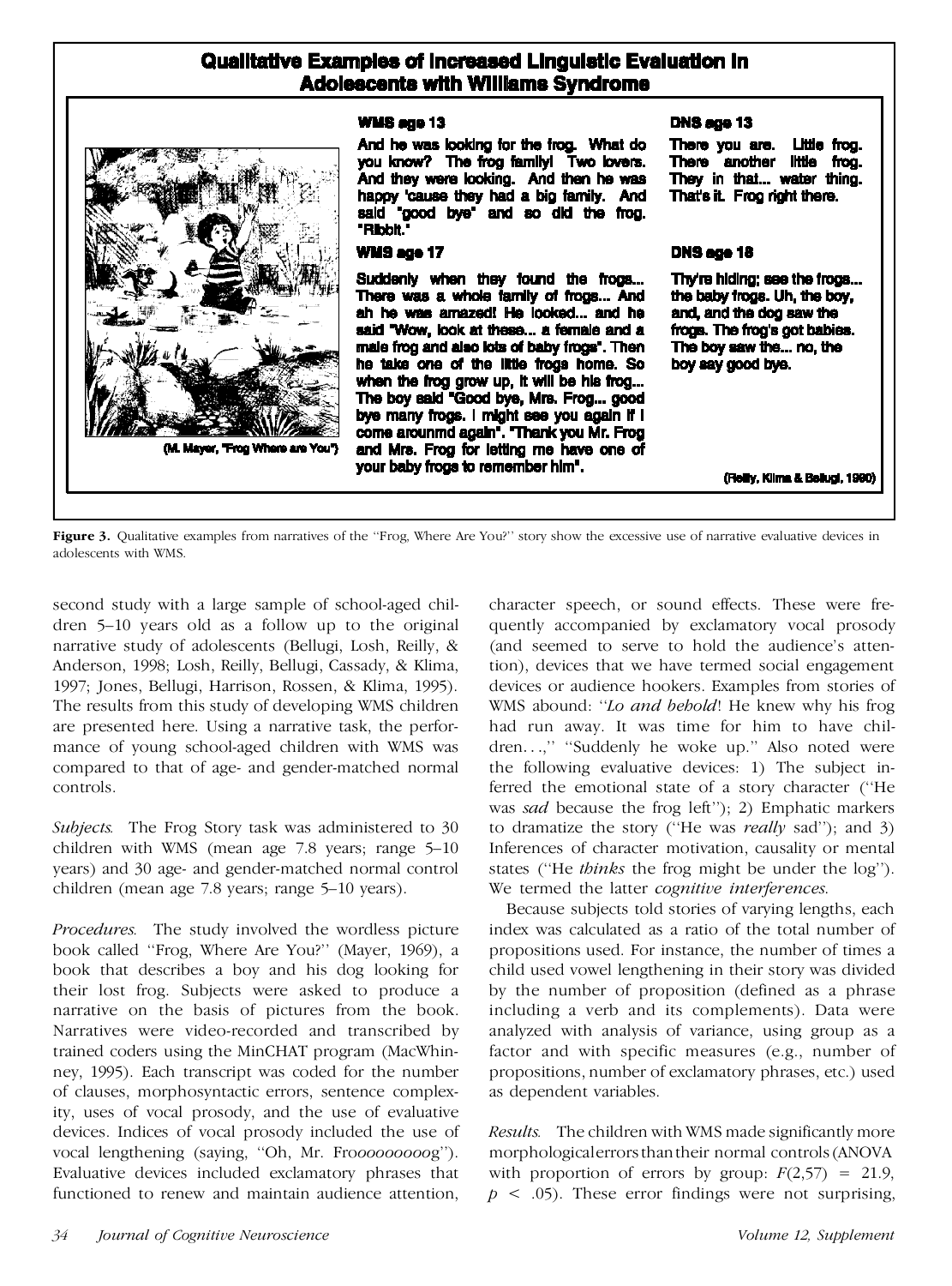**Qualitative Examples of Increased Linguistic Evaluation in Adolescents with Williams Syndrome**

(M. Mayer, "Frog Where are You")

**WMS age 13**

And he was looking for the frog. What do you know? The frog family! Two lovers. And they were looking. And then he was happy 'cause they had a big family. And said "good bye" and so did the frog. "Ribbit."

**DNS age 13**

There you are. Little frog. There another little frog. They in that... water thing. That's it. Frog right there.

**WMS age 17**

Suddenly when they found the frogs... There was a whole family of frogs... And ah he was amazed! He looked... and he said "Wow, look at these... a female and a male frog and also lots of baby frogs". Then he take one of the little frogs home. So when the frog grow up, it will be his frog... The boy said "Good bye, Mrs. Frog... good bye many frogs. I might see you again if I come arounmd again". "Thank you Mr. Frog and Mrs. Frog for letting me have one of your baby frogs to remember him".

**DNS age 18**

Thy're hiding; see the frogs... the baby frogs. Uh, the boy, and, and the dog saw the frogs. The frog's got babies. The boy saw the... no, the boy say good bye.

(Reilly, Klima & Bellugi, 1990)

**Figure 3.** Qualitative examples from narratives of the "Frog, Where Are You?" story show the excessive use of narrative evaluative devices in adolescents with WMS.

second study with a large sample of school-aged children 5–10 years old as a follow up to the original narrative study of adolescents (Bellugi, Losh, Reilly, & Anderson, 1998; Losh, Reilly, Bellugi, Cassady, & Klima, 1997; Jones, Bellugi, Harrison, Rossen, & Klima, 1995). The results from this study of developing WMS children are presented here. Using a narrative task, the performance of young school-aged children with WMS was compared to that of age- and gender-matched normal controls.

*Subjects.* The Frog Story task was administered to 30 children with WMS (mean age 7.8 years; range 5–10 years) and 30 age- and gender-matched normal control children (mean age 7.8 years; range 5–10 years).

*Procedures.* The study involved the wordless picture book called "Frog, Where Are You?" (Mayer, 1969), a book that describes a boy and his dog looking for their lost frog. Subjects were asked to produce a narrative on the basis of pictures from the book. Narratives were video-recorded and transcribed by trained coders using the MinCHAT program (MacWhinney, 1995). Each transcript was coded for the number of clauses, morphosyntactic errors, sentence complexity, uses of vocal prosody, and the use of evaluative devices. Indices of vocal prosody included the use of vocal lengthening (saying, "Oh, Mr. Fro*oooooooo*g"). Evaluative devices included exclamatory phrases that functioned to renew and maintain audience attention, character speech, or sound effects. These were frequently accompanied by exclamatory vocal prosody (and seemed to serve to hold the audience's attention), devices that we have termed social engagement devices or audience hookers. Examples from stories of WMS abound: "*Lo and behold*! He knew why his frog had run away. It was time for him to have children...," "Suddenly he woke up." Also noted were the following evaluative devices: 1) The subject inferred the emotional state of a story character ("He was *sad* because the frog left"); 2) Emphatic markers to dramatize the story ("He was *really* sad"); and 3) Inferences of character motivation, causality or mental states ("He *thinks* the frog might be under the log"). We termed the latter *cognitive interferences.*

Because subjects told stories of varying lengths, each index was calculated as a ratio of the total number of propositions used. For instance, the number of times a child used vowel lengthening in their story was divided by the number of proposition (defined as a phrase including a verb and its complements). Data were analyzed with analysis of variance, using group as a factor and with specific measures (e.g., number of propositions, number of exclamatory phrases, etc.) used as dependent variables.

*Results.* The children with WMS made significantly more morphological errors than their normal controls (ANOVA with proportion of errors by group: $F(2,57) = 21.9$, $p < .05$). These error findings were not surprising,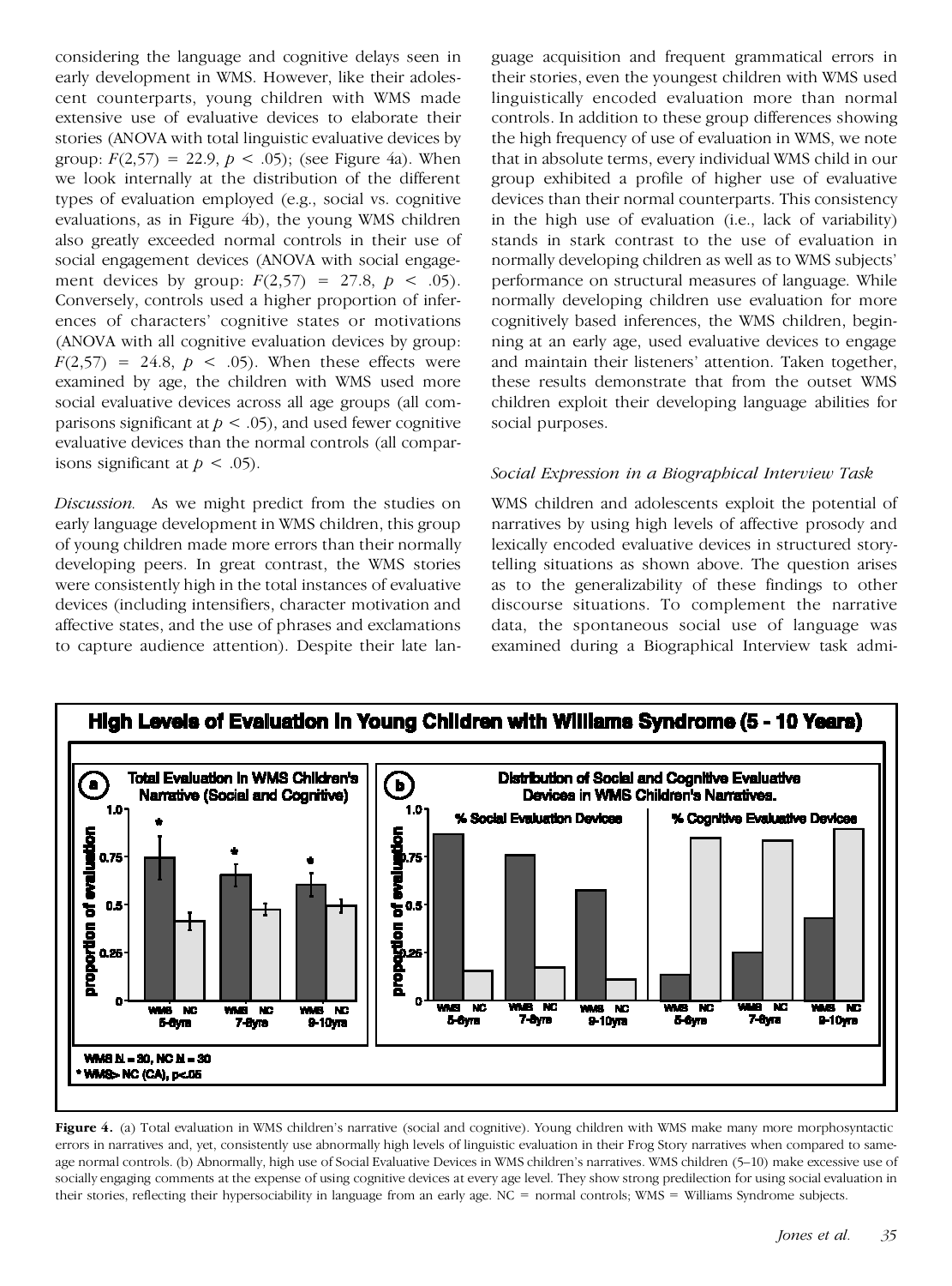considering the language and cognitive delays seen in early development in WMS. However, like their adolescent counterparts, young children with WMS made extensive use of evaluative devices to elaborate their stories (ANOVA with total linguistic evaluative devices by group: $F(2,57) = 22.9$, $p < .05$); (see Figure 4a). When we look internally at the distribution of the different types of evaluation employed (e.g., social vs. cognitive evaluations, as in Figure 4b), the young WMS children also greatly exceeded normal controls in their use of social engagement devices (ANOVA with social engagement devices by group: $F(2,57) = 27.8$, $p < .05$). Conversely, controls used a higher proportion of inferences of characters' cognitive states or motivations (ANOVA with all cognitive evaluation devices by group: $F(2,57) = 24.8$, $p < .05$). When these effects were examined by age, the children with WMS used more social evaluative devices across all age groups (all comparisons significant at $p < .05$), and used fewer cognitive evaluative devices than the normal controls (all comparisons significant at $p < .05$).

*Discussion.* As we might predict from the studies on early language development in WMS children, this group of young children made more errors than their normally developing peers. In great contrast, the WMS stories were consistently high in the total instances of evaluative devices (including intensifiers, character motivation and affective states, and the use of phrases and exclamations to capture audience attention). Despite their late language acquisition and frequent grammatical errors in their stories, even the youngest children with WMS used linguistically encoded evaluation more than normal controls. In addition to these group differences showing the high frequency of use of evaluation in WMS, we note that in absolute terms, every individual WMS child in our group exhibited a profile of higher use of evaluative devices than their normal counterparts. This consistency in the high use of evaluation (i.e., lack of variability) stands in stark contrast to the use of evaluation in normally developing children as well as to WMS subjects' performance on structural measures of language. While normally developing children use evaluation for more cognitively based inferences, the WMS children, beginning at an early age, used evaluative devices to engage and maintain their listeners' attention. Taken together, these results demonstrate that from the outset WMS children exploit their developing language abilities for social purposes.

### *Social Expression in a Biographical Interview Task*

WMS children and adolescents exploit the potential of narratives by using high levels of affective prosody and lexically encoded evaluative devices in structured storytelling situations as shown above. The question arises as to the generalizability of these findings to other discourse situations. To complement the narrative data, the spontaneous social use of language was examined during a Biographical Interview task admi-

**High Levels of Evaluation in Young Children with Williams Syndrome (5 - 10 Years)**

a — Total Evaluation in WMS Children's Narrative (Social and Cognitive)

proportion of evaluation
1.0
0.75
0.5
0.25
0
WMS NC 5-6yrs
WMS NC 7-8yrs
WMS NC 9-10yrs

b — Distribution of Social and Cognitive Evaluative Devices in WMS Children's Narratives.

% Social Evaluation Devices
% Cognitive Evaluative Devices

proportion of evaluation
1.0
0.75
0.5
0.25
0
WMS NC 5-6yrs
WMS NC 7-8yrs
WMS NC 9-10yrs
WMS NC 5-6yrs
WMS NC 7-8yrs
WMS NC 9-10yrs

WMS N = 30, NC N = 30
* WMS> NC (CA), p<.05

**Figure 4.** (a) Total evaluation in WMS children's narrative (social and cognitive). Young children with WMS make many more morphosyntactic errors in narratives and, yet, consistently use abnormally high levels of linguistic evaluation in their Frog Story narratives when compared to same-age normal controls. (b) Abnormally, high use of Social Evaluative Devices in WMS children's narratives. WMS children (5–10) make excessive use of socially engaging comments at the expense of using cognitive devices at every age level. They show strong predilection for using social evaluation in their stories, reflecting their hypersociability in language from an early age. NC = normal controls; WMS = Williams Syndrome subjects.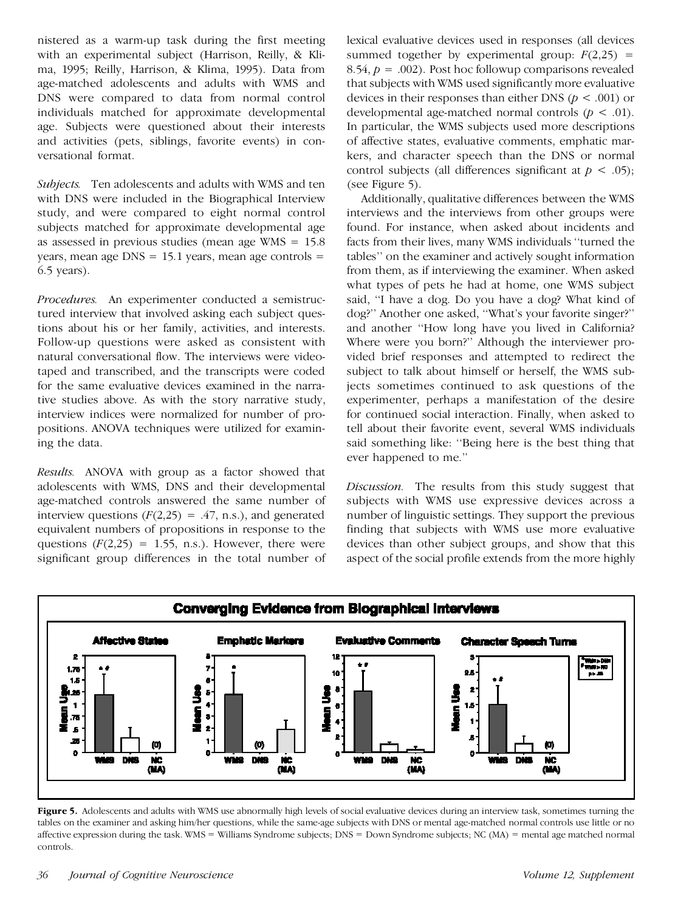nistered as a warm-up task during the first meeting with an experimental subject (Harrison, Reilly, & Klima, 1995; Reilly, Harrison, & Klima, 1995). Data from age-matched adolescents and adults with WMS and DNS were compared to data from normal control individuals matched for approximate developmental age. Subjects were questioned about their interests and activities (pets, siblings, favorite events) in conversational format.

*Subjects.* Ten adolescents and adults with WMS and ten with DNS were included in the Biographical Interview study, and were compared to eight normal control subjects matched for approximate developmental age as assessed in previous studies (mean age WMS = 15.8 years, mean age DNS = 15.1 years, mean age controls = 6.5 years).

*Procedures.* An experimenter conducted a semistructured interview that involved asking each subject questions about his or her family, activities, and interests. Follow-up questions were asked as consistent with natural conversational flow. The interviews were videotaped and transcribed, and the transcripts were coded for the same evaluative devices examined in the narrative studies above. As with the story narrative study, interview indices were normalized for number of propositions. ANOVA techniques were utilized for examining the data.

*Results.* ANOVA with group as a factor showed that adolescents with WMS, DNS and their developmental age-matched controls answered the same number of interview questions ($F(2,25) = .47$, n.s.), and generated equivalent numbers of propositions in response to the questions ($F(2,25) = 1.55$, n.s.). However, there were significant group differences in the total number of lexical evaluative devices used in responses (all devices summed together by experimental group: $F(2,25) = 8.54$, $p = .002$). Post hoc followup comparisons revealed that subjects with WMS used significantly more evaluative devices in their responses than either DNS ($p < .001$) or developmental age-matched normal controls ($p < .01$). In particular, the WMS subjects used more descriptions of affective states, evaluative comments, emphatic markers, and character speech than the DNS or normal control subjects (all differences significant at $p < .05$); (see Figure 5).

Additionally, qualitative differences between the WMS interviews and the interviews from other groups were found. For instance, when asked about incidents and facts from their lives, many WMS individuals ''turned the tables'' on the examiner and actively sought information from them, as if interviewing the examiner. When asked what types of pets he had at home, one WMS subject said, ''I have a dog. Do you have a dog? What kind of dog?'' Another one asked, ''What's your favorite singer?'' and another ''How long have you lived in California? Where were you born?'' Although the interviewer provided brief responses and attempted to redirect the subject to talk about himself or herself, the WMS subjects sometimes continued to ask questions of the experimenter, perhaps a manifestation of the desire for continued social interaction. Finally, when asked to tell about their favorite event, several WMS individuals said something like: ''Being here is the best thing that ever happened to me.''

*Discussion.* The results from this study suggest that subjects with WMS use expressive devices across a number of linguistic settings. They support the previous finding that subjects with WMS use more evaluative devices than other subject groups, and show that this aspect of the social profile extends from the more highly

**Figure 5.** Adolescents and adults with WMS use abnormally high levels of social evaluative devices during an interview task, sometimes turning the tables on the examiner and asking him/her questions, while the same-age subjects with DNS or mental age-matched normal controls use little or no affective expression during the task. WMS = Williams Syndrome subjects; DNS = Down Syndrome subjects; NC (MA) = mental age matched normal controls.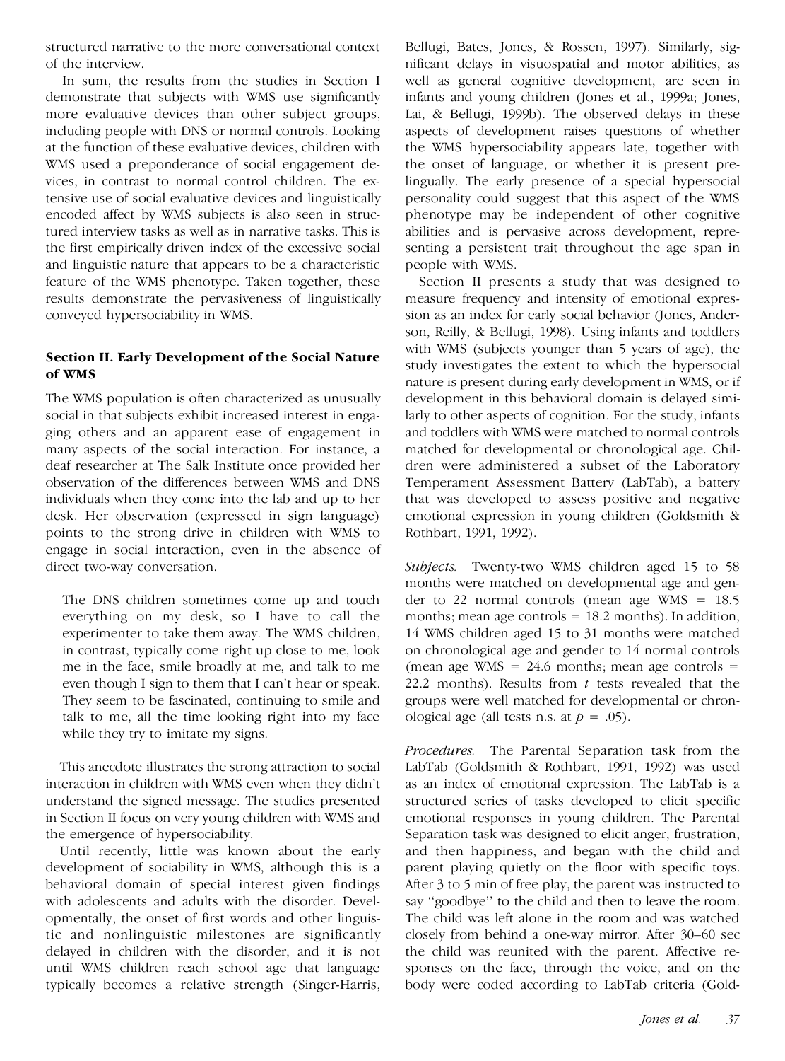structured narrative to the more conversational context of the interview.

In sum, the results from the studies in Section I demonstrate that subjects with WMS use significantly more evaluative devices than other subject groups, including people with DNS or normal controls. Looking at the function of these evaluative devices, children with WMS used a preponderance of social engagement devices, in contrast to normal control children. The extensive use of social evaluative devices and linguistically encoded affect by WMS subjects is also seen in structured interview tasks as well as in narrative tasks. This is the first empirically driven index of the excessive social and linguistic nature that appears to be a characteristic feature of the WMS phenotype. Taken together, these results demonstrate the pervasiveness of linguistically conveyed hypersociability in WMS.

## Section II. Early Development of the Social Nature of WMS

The WMS population is often characterized as unusually social in that subjects exhibit increased interest in engaging others and an apparent ease of engagement in many aspects of the social interaction. For instance, a deaf researcher at The Salk Institute once provided her observation of the differences between WMS and DNS individuals when they come into the lab and up to her desk. Her observation (expressed in sign language) points to the strong drive in children with WMS to engage in social interaction, even in the absence of direct two-way conversation.

> The DNS children sometimes come up and touch everything on my desk, so I have to call the experimenter to take them away. The WMS children, in contrast, typically come right up close to me, look me in the face, smile broadly at me, and talk to me even though I sign to them that I can't hear or speak. They seem to be fascinated, continuing to smile and talk to me, all the time looking right into my face while they try to imitate my signs.

This anecdote illustrates the strong attraction to social interaction in children with WMS even when they didn't understand the signed message. The studies presented in Section II focus on very young children with WMS and the emergence of hypersociability.

Until recently, little was known about the early development of sociability in WMS, although this is a behavioral domain of special interest given findings with adolescents and adults with the disorder. Developmentally, the onset of first words and other linguistic and nonlinguistic milestones are significantly delayed in children with the disorder, and it is not until WMS children reach school age that language typically becomes a relative strength (Singer-Harris, Bellugi, Bates, Jones, & Rossen, 1997). Similarly, significant delays in visuospatial and motor abilities, as well as general cognitive development, are seen in infants and young children (Jones et al., 1999a; Jones, Lai, & Bellugi, 1999b). The observed delays in these aspects of development raises questions of whether the WMS hypersociability appears late, together with the onset of language, or whether it is present prelingually. The early presence of a special hypersocial personality could suggest that this aspect of the WMS phenotype may be independent of other cognitive abilities and is pervasive across development, representing a persistent trait throughout the age span in people with WMS.

Section II presents a study that was designed to measure frequency and intensity of emotional expression as an index for early social behavior (Jones, Anderson, Reilly, & Bellugi, 1998). Using infants and toddlers with WMS (subjects younger than 5 years of age), the study investigates the extent to which the hypersocial nature is present during early development in WMS, or if development in this behavioral domain is delayed similarly to other aspects of cognition. For the study, infants and toddlers with WMS were matched to normal controls matched for developmental or chronological age. Children were administered a subset of the Laboratory Temperament Assessment Battery (LabTab), a battery that was developed to assess positive and negative emotional expression in young children (Goldsmith & Rothbart, 1991, 1992).

*Subjects.* Twenty-two WMS children aged 15 to 58 months were matched on developmental age and gender to 22 normal controls (mean age WMS = 18.5 months; mean age controls = 18.2 months). In addition, 14 WMS children aged 15 to 31 months were matched on chronological age and gender to 14 normal controls (mean age WMS = 24.6 months; mean age controls = 22.2 months). Results from $t$ tests revealed that the groups were well matched for developmental or chronological age (all tests n.s. at $p = .05$).

*Procedures.* The Parental Separation task from the LabTab (Goldsmith & Rothbart, 1991, 1992) was used as an index of emotional expression. The LabTab is a structured series of tasks developed to elicit specific emotional responses in young children. The Parental Separation task was designed to elicit anger, frustration, and then happiness, and began with the child and parent playing quietly on the floor with specific toys. After 3 to 5 min of free play, the parent was instructed to say ''goodbye'' to the child and then to leave the room. The child was left alone in the room and was watched closely from behind a one-way mirror. After 30–60 sec the child was reunited with the parent. Affective responses on the face, through the voice, and on the body were coded according to LabTab criteria (Gold-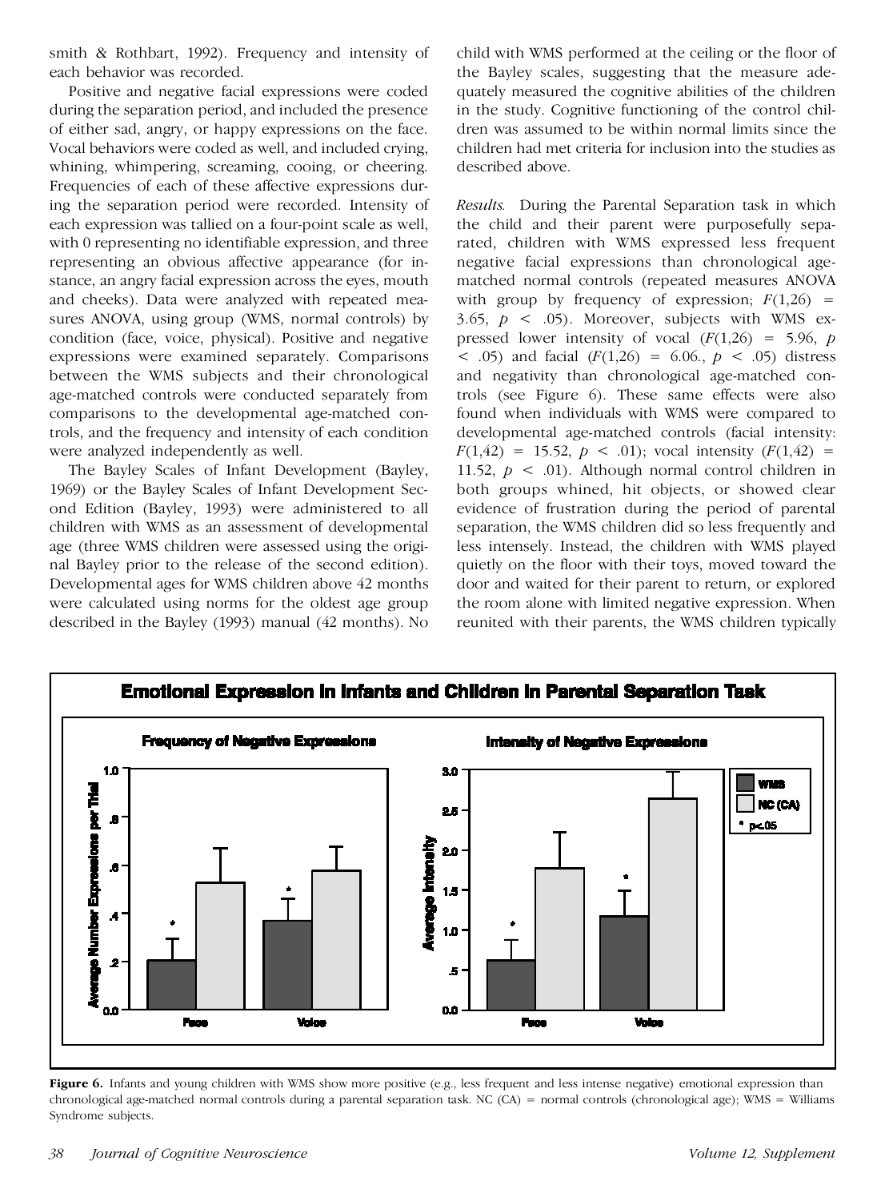smith & Rothbart, 1992). Frequency and intensity of each behavior was recorded.

Positive and negative facial expressions were coded during the separation period, and included the presence of either sad, angry, or happy expressions on the face. Vocal behaviors were coded as well, and included crying, whining, whimpering, screaming, cooing, or cheering. Frequencies of each of these affective expressions during the separation period were recorded. Intensity of each expression was tallied on a four-point scale as well, with 0 representing no identifiable expression, and three representing an obvious affective appearance (for instance, an angry facial expression across the eyes, mouth and cheeks). Data were analyzed with repeated measures ANOVA, using group (WMS, normal controls) by condition (face, voice, physical). Positive and negative expressions were examined separately. Comparisons between the WMS subjects and their chronological age-matched controls were conducted separately from comparisons to the developmental age-matched controls, and the frequency and intensity of each condition were analyzed independently as well.

The Bayley Scales of Infant Development (Bayley, 1969) or the Bayley Scales of Infant Development Second Edition (Bayley, 1993) were administered to all children with WMS as an assessment of developmental age (three WMS children were assessed using the original Bayley prior to the release of the second edition). Developmental ages for WMS children above 42 months were calculated using norms for the oldest age group described in the Bayley (1993) manual (42 months). No child with WMS performed at the ceiling or the floor of the Bayley scales, suggesting that the measure adequately measured the cognitive abilities of the children in the study. Cognitive functioning of the control children was assumed to be within normal limits since the children had met criteria for inclusion into the studies as described above.

*Results.* During the Parental Separation task in which the child and their parent were purposefully separated, children with WMS expressed less frequent negative facial expressions than chronological age-matched normal controls (repeated measures ANOVA with group by frequency of expression; $F(1,26) = 3.65$, $p < .05$). Moreover, subjects with WMS expressed lower intensity of vocal ($F(1,26) = 5.96$, $p < .05$) and facial ($F(1,26) = 6.06.$, $p < .05$) distress and negativity than chronological age-matched controls (see Figure 6). These same effects were also found when individuals with WMS were compared to developmental age-matched controls (facial intensity: $F(1,42) = 15.52$, $p < .01$); vocal intensity ($F(1,42) = 11.52$, $p < .01$). Although normal control children in both groups whined, hit objects, or showed clear evidence of frustration during the period of parental separation, the WMS children did so less frequently and less intensely. Instead, the children with WMS played quietly on the floor with their toys, moved toward the door and waited for their parent to return, or explored the room alone with limited negative expression. When reunited with their parents, the WMS children typically

**Figure 6.** Infants and young children with WMS show more positive (e.g., less frequent and less intense negative) emotional expression than chronological age-matched normal controls during a parental separation task. NC (CA) = normal controls (chronological age); WMS = Williams Syndrome subjects.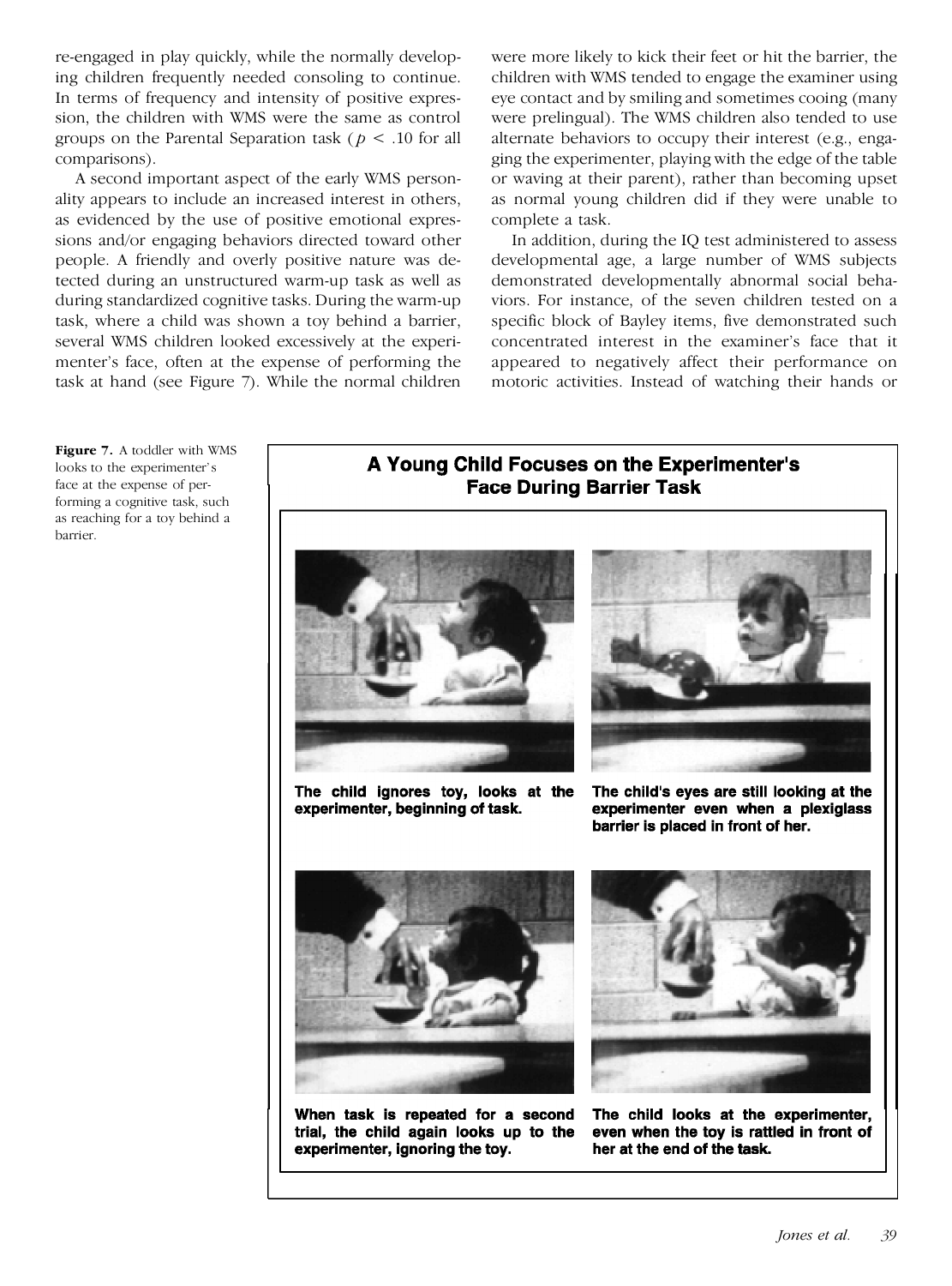re-engaged in play quickly, while the normally developing children frequently needed consoling to continue. In terms of frequency and intensity of positive expression, the children with WMS were the same as control groups on the Parental Separation task ($p < .10$ for all comparisons).

A second important aspect of the early WMS personality appears to include an increased interest in others, as evidenced by the use of positive emotional expressions and/or engaging behaviors directed toward other people. A friendly and overly positive nature was detected during an unstructured warm-up task as well as during standardized cognitive tasks. During the warm-up task, where a child was shown a toy behind a barrier, several WMS children looked excessively at the experimenter's face, often at the expense of performing the task at hand (see Figure 7). While the normal children were more likely to kick their feet or hit the barrier, the children with WMS tended to engage the examiner using eye contact and by smiling and sometimes cooing (many were prelingual). The WMS children also tended to use alternate behaviors to occupy their interest (e.g., engaging the experimenter, playing with the edge of the table or waving at their parent), rather than becoming upset as normal young children did if they were unable to complete a task.

In addition, during the IQ test administered to assess developmental age, a large number of WMS subjects demonstrated developmentally abnormal social behaviors. For instance, of the seven children tested on a specific block of Bayley items, five demonstrated such concentrated interest in the examiner's face that it appeared to negatively affect their performance on motoric activities. Instead of watching their hands or

**Figure 7.** A toddler with WMS looks to the experimenter's face at the expense of performing a cognitive task, such as reaching for a toy behind a barrier.

**A Young Child Focuses on the Experimenter's Face During Barrier Task**

**The child ignores toy, looks at the experimenter, beginning of task.**

**The child's eyes are still looking at the experimenter even when a plexiglass barrier is placed in front of her.**

**When task is repeated for a second trial, the child again looks up to the experimenter, ignoring the toy.**

**The child looks at the experimenter, even when the toy is rattled in front of her at the end of the task.**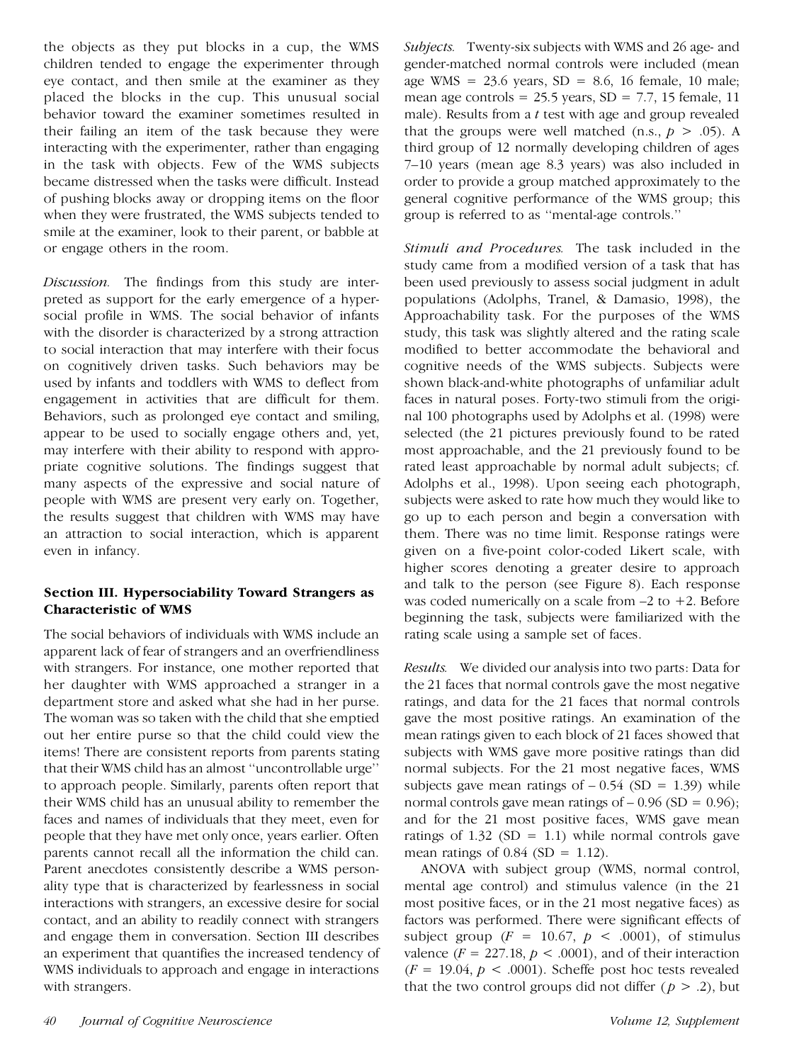the objects as they put blocks in a cup, the WMS children tended to engage the experimenter through eye contact, and then smile at the examiner as they placed the blocks in the cup. This unusual social behavior toward the examiner sometimes resulted in their failing an item of the task because they were interacting with the experimenter, rather than engaging in the task with objects. Few of the WMS subjects became distressed when the tasks were difficult. Instead of pushing blocks away or dropping items on the floor when they were frustrated, the WMS subjects tended to smile at the examiner, look to their parent, or babble at or engage others in the room.

*Discussion.* The findings from this study are interpreted as support for the early emergence of a hypersocial profile in WMS. The social behavior of infants with the disorder is characterized by a strong attraction to social interaction that may interfere with their focus on cognitively driven tasks. Such behaviors may be used by infants and toddlers with WMS to deflect from engagement in activities that are difficult for them. Behaviors, such as prolonged eye contact and smiling, appear to be used to socially engage others and, yet, may interfere with their ability to respond with appropriate cognitive solutions. The findings suggest that many aspects of the expressive and social nature of people with WMS are present very early on. Together, the results suggest that children with WMS may have an attraction to social interaction, which is apparent even in infancy.

## Section III. Hypersociability Toward Strangers as Characteristic of WMS

The social behaviors of individuals with WMS include an apparent lack of fear of strangers and an overfriendliness with strangers. For instance, one mother reported that her daughter with WMS approached a stranger in a department store and asked what she had in her purse. The woman was so taken with the child that she emptied out her entire purse so that the child could view the items! There are consistent reports from parents stating that their WMS child has an almost ''uncontrollable urge'' to approach people. Similarly, parents often report that their WMS child has an unusual ability to remember the faces and names of individuals that they meet, even for people that they have met only once, years earlier. Often parents cannot recall all the information the child can. Parent anecdotes consistently describe a WMS personality type that is characterized by fearlessness in social interactions with strangers, an excessive desire for social contact, and an ability to readily connect with strangers and engage them in conversation. Section III describes an experiment that quantifies the increased tendency of WMS individuals to approach and engage in interactions with strangers.

*Subjects.* Twenty-six subjects with WMS and 26 age- and gender-matched normal controls were included (mean age WMS = 23.6 years, SD = 8.6, 16 female, 10 male; mean age controls = 25.5 years, SD = 7.7, 15 female, 11 male). Results from a $t$ test with age and group revealed that the groups were well matched (n.s., $p > .05$). A third group of 12 normally developing children of ages 7–10 years (mean age 8.3 years) was also included in order to provide a group matched approximately to the general cognitive performance of the WMS group; this group is referred to as ''mental-age controls.''

*Stimuli and Procedures.* The task included in the study came from a modified version of a task that has been used previously to assess social judgment in adult populations (Adolphs, Tranel, & Damasio, 1998), the Approachability task. For the purposes of the WMS study, this task was slightly altered and the rating scale modified to better accommodate the behavioral and cognitive needs of the WMS subjects. Subjects were shown black-and-white photographs of unfamiliar adult faces in natural poses. Forty-two stimuli from the original 100 photographs used by Adolphs et al. (1998) were selected (the 21 pictures previously found to be rated most approachable, and the 21 previously found to be rated least approachable by normal adult subjects; cf. Adolphs et al., 1998). Upon seeing each photograph, subjects were asked to rate how much they would like to go up to each person and begin a conversation with them. There was no time limit. Response ratings were given on a five-point color-coded Likert scale, with higher scores denoting a greater desire to approach and talk to the person (see Figure 8). Each response was coded numerically on a scale from −2 to +2. Before beginning the task, subjects were familiarized with the rating scale using a sample set of faces.

*Results.* We divided our analysis into two parts: Data for the 21 faces that normal controls gave the most negative ratings, and data for the 21 faces that normal controls gave the most positive ratings. An examination of the mean ratings given to each block of 21 faces showed that subjects with WMS gave more positive ratings than did normal subjects. For the 21 most negative faces, WMS subjects gave mean ratings of − 0.54 (SD = 1.39) while normal controls gave mean ratings of − 0.96 (SD = 0.96); and for the 21 most positive faces, WMS gave mean ratings of 1.32 (SD = 1.1) while normal controls gave mean ratings of 0.84 (SD = 1.12).

ANOVA with subject group (WMS, normal control, mental age control) and stimulus valence (in the 21 most positive faces, or in the 21 most negative faces) as factors was performed. There were significant effects of subject group ($F = 10.67$, $p < .0001$), of stimulus valence ($F = 227.18$, $p < .0001$), and of their interaction ($F = 19.04$, $p < .0001$). Scheffe post hoc tests revealed that the two control groups did not differ ($p > .2$), but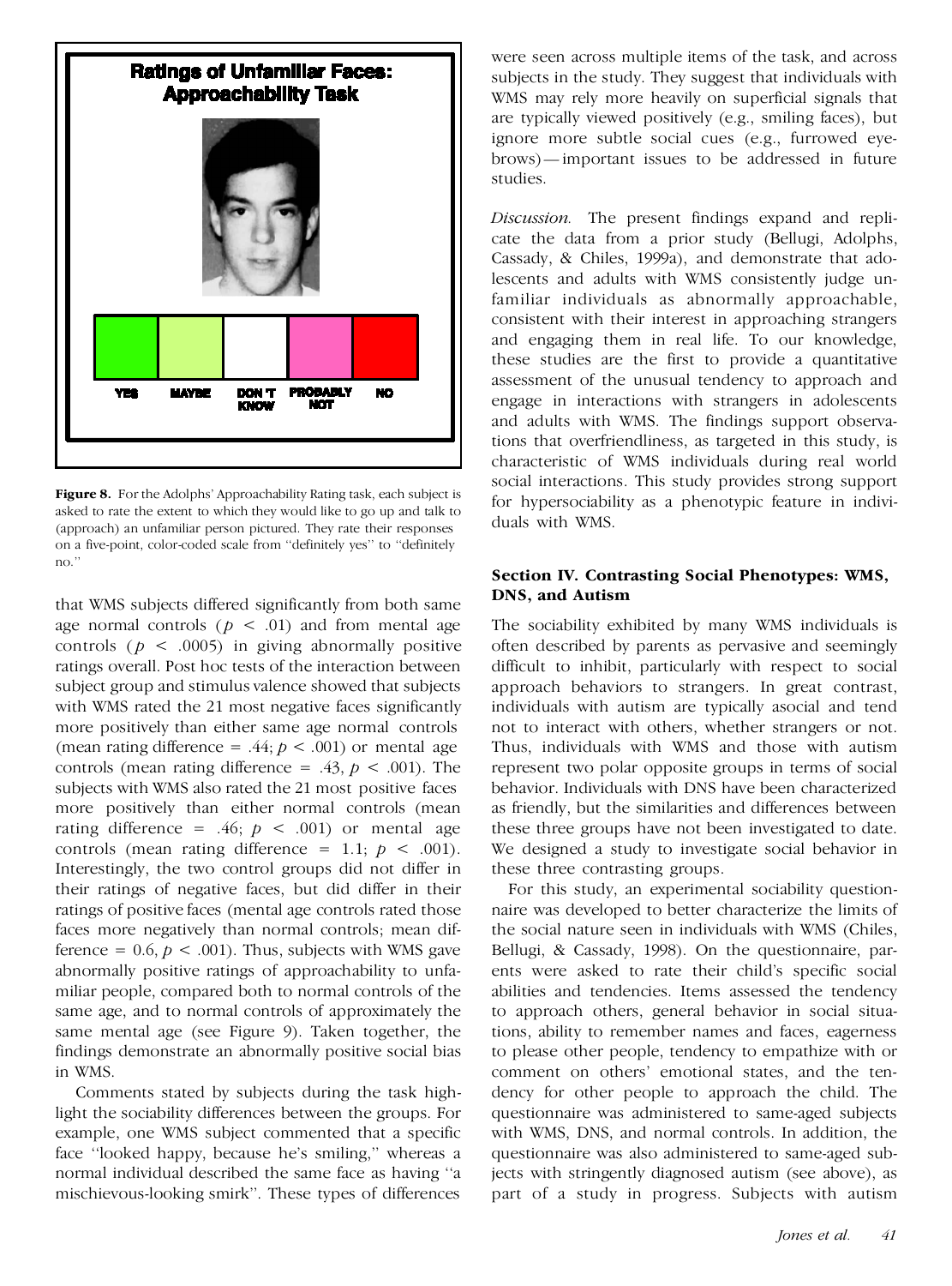Ratings of Unfamiliar Faces:
Approachability Task

YES

MAYBE

DON'T KNOW

PROBABLY NOT

NO

**Figure 8.** For the Adolphs' Approachability Rating task, each subject is asked to rate the extent to which they would like to go up and talk to (approach) an unfamiliar person pictured. They rate their responses on a five-point, color-coded scale from ''definitely yes'' to ''definitely no.''

that WMS subjects differed significantly from both same age normal controls ($p < .01$) and from mental age controls ($p < .0005$) in giving abnormally positive ratings overall. Post hoc tests of the interaction between subject group and stimulus valence showed that subjects with WMS rated the 21 most negative faces significantly more positively than either same age normal controls (mean rating difference = .44; $p < .001$) or mental age controls (mean rating difference = .43, $p < .001$). The subjects with WMS also rated the 21 most positive faces more positively than either normal controls (mean rating difference = .46; $p < .001$) or mental age controls (mean rating difference = 1.1; $p < .001$). Interestingly, the two control groups did not differ in their ratings of negative faces, but did differ in their ratings of positive faces (mental age controls rated those faces more negatively than normal controls; mean difference = 0.6, $p < .001$). Thus, subjects with WMS gave abnormally positive ratings of approachability to unfamiliar people, compared both to normal controls of the same age, and to normal controls of approximately the same mental age (see Figure 9). Taken together, the findings demonstrate an abnormally positive social bias in WMS.

Comments stated by subjects during the task highlight the sociability differences between the groups. For example, one WMS subject commented that a specific face ''looked happy, because he's smiling,'' whereas a normal individual described the same face as having ''a mischievous-looking smirk''. These types of differences were seen across multiple items of the task, and across subjects in the study. They suggest that individuals with WMS may rely more heavily on superficial signals that are typically viewed positively (e.g., smiling faces), but ignore more subtle social cues (e.g., furrowed eyebrows)—important issues to be addressed in future studies.

*Discussion.* The present findings expand and replicate the data from a prior study (Bellugi, Adolphs, Cassady, & Chiles, 1999a), and demonstrate that adolescents and adults with WMS consistently judge unfamiliar individuals as abnormally approachable, consistent with their interest in approaching strangers and engaging them in real life. To our knowledge, these studies are the first to provide a quantitative assessment of the unusual tendency to approach and engage in interactions with strangers in adolescents and adults with WMS. The findings support observations that overfriendliness, as targeted in this study, is characteristic of WMS individuals during real world social interactions. This study provides strong support for hypersociability as a phenotypic feature in individuals with WMS.

### Section IV. Contrasting Social Phenotypes: WMS, DNS, and Autism

The sociability exhibited by many WMS individuals is often described by parents as pervasive and seemingly difficult to inhibit, particularly with respect to social approach behaviors to strangers. In great contrast, individuals with autism are typically asocial and tend not to interact with others, whether strangers or not. Thus, individuals with WMS and those with autism represent two polar opposite groups in terms of social behavior. Individuals with DNS have been characterized as friendly, but the similarities and differences between these three groups have not been investigated to date. We designed a study to investigate social behavior in these three contrasting groups.

For this study, an experimental sociability questionnaire was developed to better characterize the limits of the social nature seen in individuals with WMS (Chiles, Bellugi, & Cassady, 1998). On the questionnaire, parents were asked to rate their child's specific social abilities and tendencies. Items assessed the tendency to approach others, general behavior in social situations, ability to remember names and faces, eagerness to please other people, tendency to empathize with or comment on others' emotional states, and the tendency for other people to approach the child. The questionnaire was administered to same-aged subjects with WMS, DNS, and normal controls. In addition, the questionnaire was also administered to same-aged subjects with stringently diagnosed autism (see above), as part of a study in progress. Subjects with autism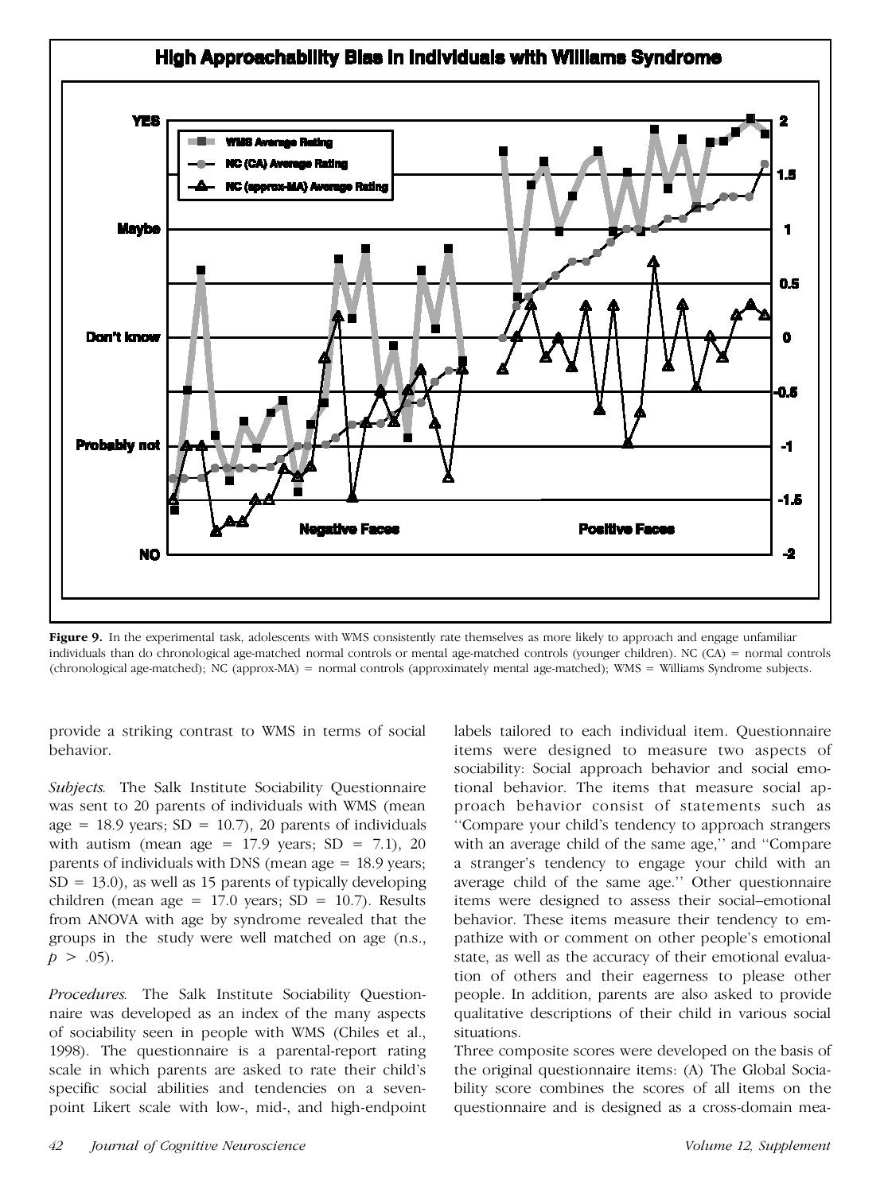Figure 9. In the experimental task, adolescents with WMS consistently rate themselves as more likely to approach and engage unfamiliar individuals than do chronological age-matched normal controls or mental age-matched controls (younger children). NC (CA) = normal controls (chronological age-matched); NC (approx-MA) = normal controls (approximately mental age-matched); WMS = Williams Syndrome subjects.

provide a striking contrast to WMS in terms of social behavior.

*Subjects.* The Salk Institute Sociability Questionnaire was sent to 20 parents of individuals with WMS (mean age = 18.9 years; SD = 10.7), 20 parents of individuals with autism (mean age = 17.9 years; SD = 7.1), 20 parents of individuals with DNS (mean age = 18.9 years; SD = 13.0), as well as 15 parents of typically developing children (mean age = 17.0 years; SD = 10.7). Results from ANOVA with age by syndrome revealed that the groups in the study were well matched on age (n.s., $p > .05$).

*Procedures.* The Salk Institute Sociability Questionnaire was developed as an index of the many aspects of sociability seen in people with WMS (Chiles et al., 1998). The questionnaire is a parental-report rating scale in which parents are asked to rate their child's specific social abilities and tendencies on a seven-point Likert scale with low-, mid-, and high-endpoint labels tailored to each individual item. Questionnaire items were designed to measure two aspects of sociability: Social approach behavior and social emotional behavior. The items that measure social approach behavior consist of statements such as "Compare your child's tendency to approach strangers with an average child of the same age," and "Compare a stranger's tendency to engage your child with an average child of the same age." Other questionnaire items were designed to assess their social–emotional behavior. These items measure their tendency to empathize with or comment on other people's emotional state, as well as the accuracy of their emotional evaluation of others and their eagerness to please other people. In addition, parents are also asked to provide qualitative descriptions of their child in various social situations.

Three composite scores were developed on the basis of the original questionnaire items: (A) The Global Sociability score combines the scores of all items on the questionnaire and is designed as a cross-domain mea-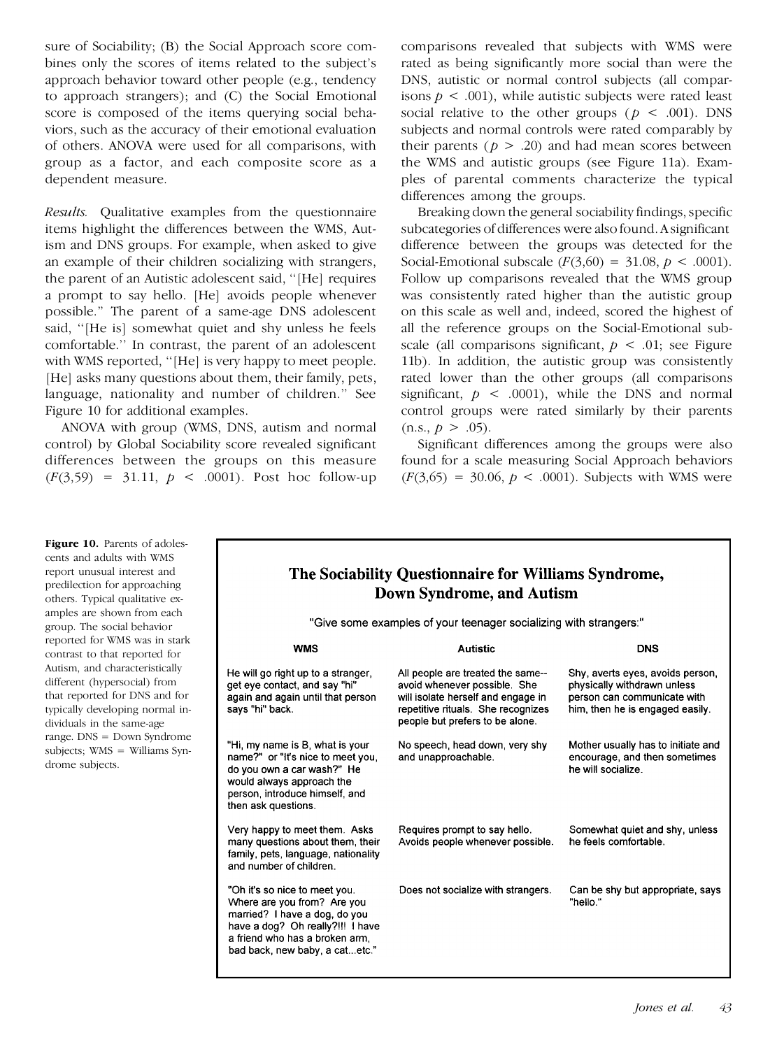sure of Sociability; (B) the Social Approach score combines only the scores of items related to the subject's approach behavior toward other people (e.g., tendency to approach strangers); and (C) the Social Emotional score is composed of the items querying social behaviors, such as the accuracy of their emotional evaluation of others. ANOVA were used for all comparisons, with group as a factor, and each composite score as a dependent measure.

*Results.* Qualitative examples from the questionnaire items highlight the differences between the WMS, Autism and DNS groups. For example, when asked to give an example of their children socializing with strangers, the parent of an Autistic adolescent said, "[He] requires a prompt to say hello. [He] avoids people whenever possible." The parent of a same-age DNS adolescent said, "[He is] somewhat quiet and shy unless he feels comfortable." In contrast, the parent of an adolescent with WMS reported, "[He] is very happy to meet people. [He] asks many questions about them, their family, pets, language, nationality and number of children." See Figure 10 for additional examples.

ANOVA with group (WMS, DNS, autism and normal control) by Global Sociability score revealed significant differences between the groups on this measure ($F(3,59) = 31.11$, $p < .0001$). Post hoc follow-up comparisons revealed that subjects with WMS were rated as being significantly more social than were the DNS, autistic or normal control subjects (all comparisons $p < .001$), while autistic subjects were rated least social relative to the other groups ($p < .001$). DNS subjects and normal controls were rated comparably by their parents ($p > .20$) and had mean scores between the WMS and autistic groups (see Figure 11a). Examples of parental comments characterize the typical differences among the groups.

Breaking down the general sociability findings, specific subcategories of differences were also found. A significant difference between the groups was detected for the Social-Emotional subscale ($F(3,60) = 31.08$, $p < .0001$). Follow up comparisons revealed that the WMS group was consistently rated higher than the autistic group on this scale as well and, indeed, scored the highest of all the reference groups on the Social-Emotional subscale (all comparisons significant, $p < .01$; see Figure 11b). In addition, the autistic group was consistently rated lower than the other groups (all comparisons significant, $p < .0001$), while the DNS and normal control groups were rated similarly by their parents (n.s., $p > .05$).

Significant differences among the groups were also found for a scale measuring Social Approach behaviors ($F(3,65) = 30.06$, $p < .0001$). Subjects with WMS were

**The Sociability Questionnaire for Williams Syndrome, Down Syndrome, and Autism**

"Give some examples of your teenager socializing with strangers:"

| WMS | Autistic | DNS |
|---|---|---|
| He will go right up to a stranger, get eye contact, and say "hi" again and again until that person says "hi" back. | All people are treated the same-- avoid whenever possible. She will isolate herself and engage in repetitive rituals. She recognizes people but prefers to be alone. | Shy, averts eyes, avoids person, physically withdrawn unless person can communicate with him, then he is engaged easily. |
| "Hi, my name is B, what is your name?" or "It's nice to meet you, do you own a car wash?" He would always approach the person, introduce himself, and then ask questions. | No speech, head down, very shy and unapproachable. | Mother usually has to initiate and encourage, and then sometimes he will socialize. |
| Very happy to meet them. Asks many questions about them, their family, pets, language, nationality and number of children. | Requires prompt to say hello. Avoids people whenever possible. | Somewhat quiet and shy, unless he feels comfortable. |
| "Oh it's so nice to meet you. Where are you from? Are you married? I have a dog, do you have a dog? Oh really?!!! I have a friend who has a broken arm, bad back, new baby, a cat...etc." | Does not socialize with strangers. | Can be shy but appropriate, says "hello." |

**Figure 10.** Parents of adolescents and adults with WMS report unusual interest and predilection for approaching others. Typical qualitative examples are shown from each group. The social behavior reported for WMS was in stark contrast to that reported for Autism, and characteristically different (hypersocial) from that reported for DNS and for typically developing normal individuals in the same-age range. DNS = Down Syndrome subjects; WMS = Williams Syndrome subjects.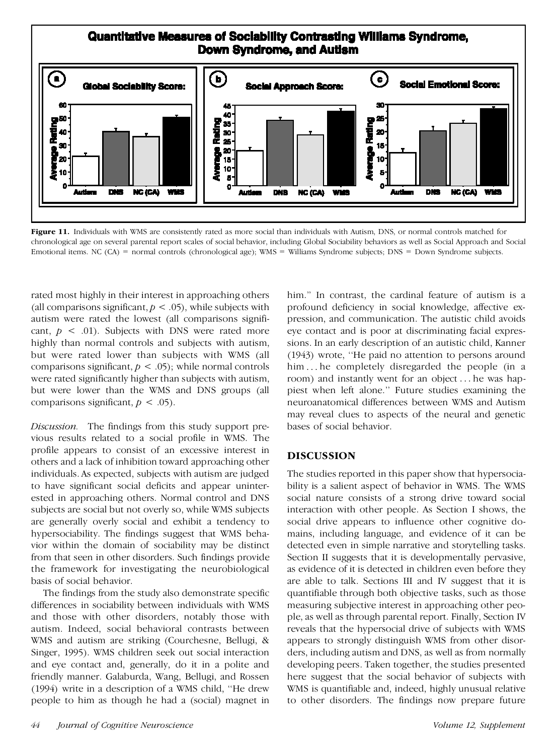**Quantitative Measures of Sociability Contrasting Williams Syndrome, Down Syndrome, and Autism**

**Figure 11.** Individuals with WMS are consistently rated as more social than individuals with Autism, DNS, or normal controls matched for chronological age on several parental report scales of social behavior, including Global Sociability behaviors as well as Social Approach and Social Emotional items. NC (CA) = normal controls (chronological age); WMS = Williams Syndrome subjects; DNS = Down Syndrome subjects.

rated most highly in their interest in approaching others (all comparisons significant, $p < .05$), while subjects with autism were rated the lowest (all comparisons significant, $p < .01$). Subjects with DNS were rated more highly than normal controls and subjects with autism, but were rated lower than subjects with WMS (all comparisons significant, $p < .05$); while normal controls were rated significantly higher than subjects with autism, but were lower than the WMS and DNS groups (all comparisons significant, $p < .05$).

*Discussion.* The findings from this study support previous results related to a social profile in WMS. The profile appears to consist of an excessive interest in others and a lack of inhibition toward approaching other individuals. As expected, subjects with autism are judged to have significant social deficits and appear uninterested in approaching others. Normal control and DNS subjects are social but not overly so, while WMS subjects are generally overly social and exhibit a tendency to hypersociability. The findings suggest that WMS behavior within the domain of sociability may be distinct from that seen in other disorders. Such findings provide the framework for investigating the neurobiological basis of social behavior.

The findings from the study also demonstrate specific differences in sociability between individuals with WMS and those with other disorders, notably those with autism. Indeed, social behavioral contrasts between WMS and autism are striking (Courchesne, Bellugi, & Singer, 1995). WMS children seek out social interaction and eye contact and, generally, do it in a polite and friendly manner. Galaburda, Wang, Bellugi, and Rossen (1994) write in a description of a WMS child, "He drew people to him as though he had a (social) magnet in him." In contrast, the cardinal feature of autism is a profound deficiency in social knowledge, affective expression, and communication. The autistic child avoids eye contact and is poor at discriminating facial expressions. In an early description of an autistic child, Kanner (1943) wrote, "He paid no attention to persons around him . . . he completely disregarded the people (in a room) and instantly went for an object . . . he was happiest when left alone." Future studies examining the neuroanatomical differences between WMS and Autism may reveal clues to aspects of the neural and genetic bases of social behavior.

## DISCUSSION

The studies reported in this paper show that hypersociability is a salient aspect of behavior in WMS. The WMS social nature consists of a strong drive toward social interaction with other people. As Section I shows, the social drive appears to influence other cognitive domains, including language, and evidence of it can be detected even in simple narrative and storytelling tasks. Section II suggests that it is developmentally pervasive, as evidence of it is detected in children even before they are able to talk. Sections III and IV suggest that it is quantifiable through both objective tasks, such as those measuring subjective interest in approaching other people, as well as through parental report. Finally, Section IV reveals that the hypersocial drive of subjects with WMS appears to strongly distinguish WMS from other disorders, including autism and DNS, as well as from normally developing peers. Taken together, the studies presented here suggest that the social behavior of subjects with WMS is quantifiable and, indeed, highly unusual relative to other disorders. The findings now prepare future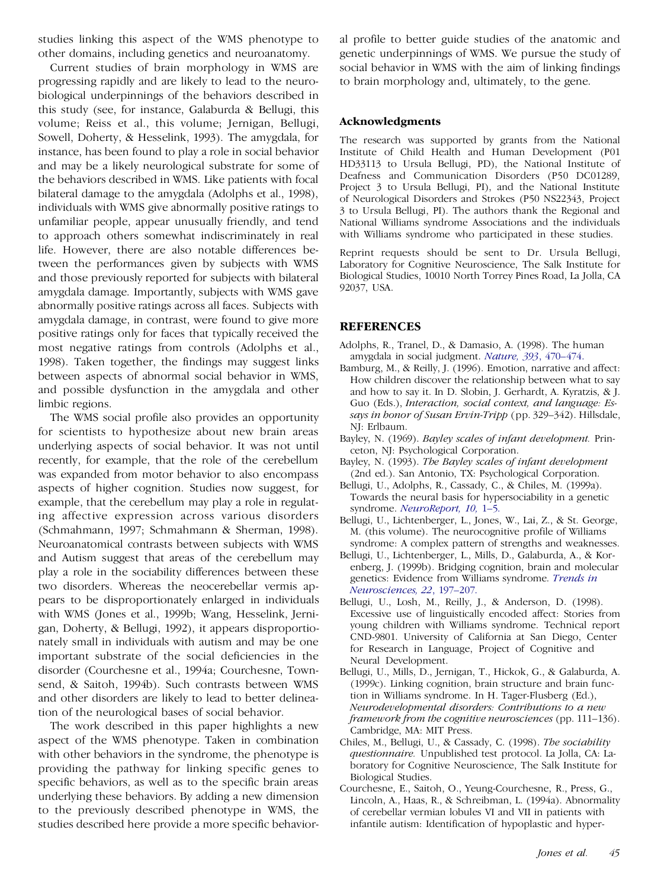studies linking this aspect of the WMS phenotype to other domains, including genetics and neuroanatomy.

Current studies of brain morphology in WMS are progressing rapidly and are likely to lead to the neurobiological underpinnings of the behaviors described in this study (see, for instance, Galaburda & Bellugi, this volume; Reiss et al., this volume; Jernigan, Bellugi, Sowell, Doherty, & Hesselink, 1993). The amygdala, for instance, has been found to play a role in social behavior and may be a likely neurological substrate for some of the behaviors described in WMS. Like patients with focal bilateral damage to the amygdala (Adolphs et al., 1998), individuals with WMS give abnormally positive ratings to unfamiliar people, appear unusually friendly, and tend to approach others somewhat indiscriminately in real life. However, there are also notable differences between the performances given by subjects with WMS and those previously reported for subjects with bilateral amygdala damage. Importantly, subjects with WMS gave abnormally positive ratings across all faces. Subjects with amygdala damage, in contrast, were found to give more positive ratings only for faces that typically received the most negative ratings from controls (Adolphs et al., 1998). Taken together, the findings may suggest links between aspects of abnormal social behavior in WMS, and possible dysfunction in the amygdala and other limbic regions.

The WMS social profile also provides an opportunity for scientists to hypothesize about new brain areas underlying aspects of social behavior. It was not until recently, for example, that the role of the cerebellum was expanded from motor behavior to also encompass aspects of higher cognition. Studies now suggest, for example, that the cerebellum may play a role in regulating affective expression across various disorders (Schmahmann, 1997; Schmahmann & Sherman, 1998). Neuroanatomical contrasts between subjects with WMS and Autism suggest that areas of the cerebellum may play a role in the sociability differences between these two disorders. Whereas the neocerebellar vermis appears to be disproportionately enlarged in individuals with WMS (Jones et al., 1999b; Wang, Hesselink, Jernigan, Doherty, & Bellugi, 1992), it appears disproportionately small in individuals with autism and may be one important substrate of the social deficiencies in the disorder (Courchesne et al., 1994a; Courchesne, Townsend, & Saitoh, 1994b). Such contrasts between WMS and other disorders are likely to lead to better delineation of the neurological bases of social behavior.

The work described in this paper highlights a new aspect of the WMS phenotype. Taken in combination with other behaviors in the syndrome, the phenotype is providing the pathway for linking specific genes to specific behaviors, as well as to the specific brain areas underlying these behaviors. By adding a new dimension to the previously described phenotype in WMS, the studies described here provide a more specific behavioral profile to better guide studies of the anatomic and genetic underpinnings of WMS. We pursue the study of social behavior in WMS with the aim of linking findings to brain morphology and, ultimately, to the gene.

### Acknowledgments

The research was supported by grants from the National Institute of Child Health and Human Development (P01 HD33113 to Ursula Bellugi, PD), the National Institute of Deafness and Communication Disorders (P50 DC01289, Project 3 to Ursula Bellugi, PI), and the National Institute of Neurological Disorders and Strokes (P50 NS22343, Project 3 to Ursula Bellugi, PI). The authors thank the Regional and National Williams syndrome Associations and the individuals with Williams syndrome who participated in these studies.

Reprint requests should be sent to Dr. Ursula Bellugi, Laboratory for Cognitive Neuroscience, The Salk Institute for Biological Studies, 10010 North Torrey Pines Road, La Jolla, CA 92037, USA.

## REFERENCES

Adolphs, R., Tranel, D., & Damasio, A. (1998). The human amygdala in social judgment. *Nature, 393*, 470–474.

Bamburg, M., & Reilly, J. (1996). Emotion, narrative and affect: How children discover the relationship between what to say and how to say it. In D. Slobin, J. Gerhardt, A. Kyratzis, & J. Guo (Eds.), *Interaction, social context, and language: Essays in honor of Susan Ervin-Tripp* (pp. 329–342). Hillsdale, NJ: Erlbaum.

Bayley, N. (1969). *Bayley scales of infant development.* Princeton, NJ: Psychological Corporation.

Bayley, N. (1993). *The Bayley scales of infant development* (2nd ed.). San Antonio, TX: Psychological Corporation.

Bellugi, U., Adolphs, R., Cassady, C., & Chiles, M. (1999a). Towards the neural basis for hypersociability in a genetic syndrome. *NeuroReport, 10*, 1–5.

Bellugi, U., Lichtenberger, L., Jones, W., Lai, Z., & St. George, M. (this volume). The neurocognitive profile of Williams syndrome: A complex pattern of strengths and weaknesses.

Bellugi, U., Lichtenberger, L., Mills, D., Galaburda, A., & Korenberg, J. (1999b). Bridging cognition, brain and molecular genetics: Evidence from Williams syndrome. *Trends in Neurosciences, 22*, 197–207.

Bellugi, U., Losh, M., Reilly, J., & Anderson, D. (1998). Excessive use of linguistically encoded affect: Stories from young children with Williams syndrome. Technical report CND-9801. University of California at San Diego, Center for Research in Language, Project of Cognitive and Neural Development.

Bellugi, U., Mills, D., Jernigan, T., Hickok, G., & Galaburda, A. (1999c). Linking cognition, brain structure and brain function in Williams syndrome. In H. Tager-Flusberg (Ed.), *Neurodevelopmental disorders: Contributions to a new framework from the cognitive neurosciences* (pp. 111–136). Cambridge, MA: MIT Press.

Chiles, M., Bellugi, U., & Cassady, C. (1998). *The sociability questionnaire.* Unpublished test protocol. La Jolla, CA: Laboratory for Cognitive Neuroscience, The Salk Institute for Biological Studies.

Courchesne, E., Saitoh, O., Yeung-Courchesne, R., Press, G., Lincoln, A., Haas, R., & Schreibman, L. (1994a). Abnormality of cerebellar vermian lobules VI and VII in patients with infantile autism: Identification of hypoplastic and hyper-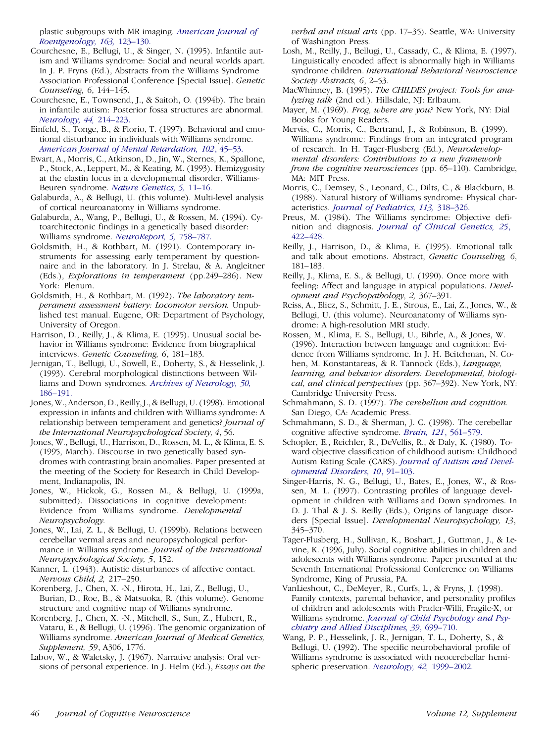plastic subgroups with MR imaging. *American Journal of Roentgenology, 163,* 123–130.

Courchesne, E., Bellugi, U., & Singer, N. (1995). Infantile autism and Williams syndrome: Social and neural worlds apart. In J. P. Fryns (Ed.), Abstracts from the Williams Syndrome Association Professional Conference [Special Issue]. *Genetic Counseling, 6*, 144–145.

Courchesne, E., Townsend, J., & Saitoh, O. (1994b). The brain in infantile autism: Posterior fossa structures are abnormal. *Neurology, 44,* 214–223.

Einfeld, S., Tonge, B., & Florio, T. (1997). Behavioral and emotional disturbance in individuals with Williams syndrome. *American Journal of Mental Retardation, 102*, 45–53.

Ewart, A., Morris, C., Atkinson, D., Jin, W., Sternes, K., Spallone, P., Stock, A., Leppert, M., & Keating, M. (1993). Hemizygosity at the elastin locus in a developmental disorder, Williams-Beuren syndrome. *Nature Genetics, 5,* 11–16.

Galaburda, A., & Bellugi, U. (this volume). Multi-level analysis of cortical neuroanatomy in Williams syndrome.

Galaburda, A., Wang, P., Bellugi, U., & Rossen, M. (1994). Cytoarchitectonic findings in a genetically based disorder: Williams syndrome. *NeuroReport, 5,* 758–787.

Goldsmith, H., & Rothbart, M. (1991). Contemporary instruments for assessing early temperament by questionnaire and in the laboratory. In J. Strelau, & A. Angleitner (Eds.), *Explorations in temperament* (pp.249–286). New York: Plenum.

Goldsmith, H., & Rothbart, M. (1992). *The laboratory temperament assessment battery: Locomotor version.* Unpublished test manual. Eugene, OR: Department of Psychology, University of Oregon.

Harrison, D., Reilly, J., & Klima, E. (1995). Unusual social behavior in Williams syndrome: Evidence from biographical interviews. *Genetic Counseling, 6*, 181–183.

Jernigan, T., Bellugi, U., Sowell, E., Doherty, S., & Hesselink, J. (1993). Cerebral morphological distinctions between Williams and Down syndromes. *Archives of Neurology, 50,* 186–191.

Jones, W., Anderson, D., Reilly, J., & Bellugi, U. (1998). Emotional expression in infants and children with Williams syndrome: A relationship between temperament and genetics? *Journal of the International Neuropsychological Society, 4*, 56.

Jones, W., Bellugi, U., Harrison, D., Rossen, M. L., & Klima, E. S. (1995, March). Discourse in two genetically based syndromes with contrasting brain anomalies. Paper presented at the meeting of the Society for Research in Child Development, Indianapolis, IN.

Jones, W., Hickok, G., Rossen M., & Bellugi, U. (1999a, submitted). Dissociations in cognitive development: Evidence from Williams syndrome. *Developmental Neuropsychology.*

Jones, W., Lai, Z. L., & Bellugi, U. (1999b). Relations between cerebellar vermal areas and neuropsychological performance in Williams syndrome. *Journal of the International Neuropsychological Society, 5*, 152.

Kanner, L. (1943). Autistic disturbances of affective contact. *Nervous Child, 2,* 217–250.

Korenberg, J., Chen, X. -N., Hirota, H., Lai, Z., Bellugi, U., Burian, D., Roe, B., & Matsuoka, R. (this volume). Genome structure and cognitive map of Williams syndrome.

Korenberg, J., Chen, X. -N., Mitchell, S., Sun, Z., Hubert, R., Vataru, E., & Bellugi, U. (1996). The genomic organization of Williams syndrome. *American Journal of Medical Genetics, Supplement, 59*, A306, 1776.

Labov, W., & Waletsky, J. (1967). Narrative analysis: Oral versions of personal experience. In J. Helm (Ed.), *Essays on the verbal and visual arts* (pp. 17–35). Seattle, WA: University of Washington Press.

Losh, M., Reilly, J., Bellugi, U., Cassady, C., & Klima, E. (1997). Linguistically encoded affect is abnormally high in Williams syndrome children. *International Behavioral Neuroscience Society Abstracts, 6*, 2–53.

MacWhinney, B. (1995). *The CHILDES project: Tools for analyzing talk* (2nd ed.). Hillsdale, NJ: Erlbaum.

Mayer, M. (1969). *Frog, where are you?* New York, NY: Dial Books for Young Readers.

Mervis, C., Morris, C., Bertrand, J., & Robinson, B. (1999). Williams syndrome: Findings from an integrated program of research. In H. Tager-Flusberg (Ed.), *Neurodevelopmental disorders: Contributions to a new framework from the cognitive neurosciences* (pp. 65–110). Cambridge, MA: MIT Press.

Morris, C., Demsey, S., Leonard, C., Dilts, C., & Blackburn, B. (1988). Natural history of Williams syndrome: Physical characteristics. *Journal of Pediatrics, 113,* 318–326.

Preus, M. (1984). The Williams syndrome: Objective definition and diagnosis. *Journal of Clinical Genetics, 25*, 422–428.

Reilly, J., Harrison, D., & Klima, E. (1995). Emotional talk and talk about emotions. Abstract, *Genetic Counseling, 6*, 181–183.

Reilly, J., Klima, E. S., & Bellugi, U. (1990). Once more with feeling: Affect and language in atypical populations. *Development and Psychopathology, 2,* 367–391.

Reiss, A., Eliez, S., Schmitt, J. E., Strous, E., Lai, Z., Jones, W., & Bellugi, U. (this volume). Neuroanatomy of Williams syndrome: A high-resolution MRI study.

Rossen, M., Klima, E. S., Bellugi, U., Bihrle, A., & Jones, W. (1996). Interaction between language and cognition: Evidence from Williams syndrome. In J. H. Beitchman, N. Cohen, M. Konstantareas, & R. Tannock (Eds.), *Language, learning, and behavior disorders: Developmental, biological, and clinical perspectives* (pp. 367–392). New York, NY: Cambridge University Press.

Schmahmann, S. D. (1997). *The cerebellum and cognition.* San Diego, CA: Academic Press.

Schmahmann, S. D., & Sherman, J. C. (1998). The cerebellar cognitive affective syndrome. *Brain, 121*, 561–579.

Schopler, E., Reichler, R., DeVellis, R., & Daly, K. (1980). Toward objective classification of childhood autism: Childhood Autism Rating Scale (CARS). *Journal of Autism and Developmental Disorders, 10*, 91–103.

Singer-Harris, N. G., Bellugi, U., Bates, E., Jones, W., & Rossen, M. L. (1997). Contrasting profiles of language development in children with Williams and Down syndromes. In D. J. Thal & J. S. Reilly (Eds.), Origins of language disorders [Special Issue]. *Developmental Neuropsychology, 13*, 345–370.

Tager-Flusberg, H., Sullivan, K., Boshart, J., Guttman, J., & Levine, K. (1996, July). Social cognitive abilities in children and adolescents with Williams syndrome. Paper presented at the Seventh International Professional Conference on Williams Syndrome, King of Prussia, PA.

VanLieshout, C., DeMeyer, R., Curfs, L., & Fryns, J. (1998). Family contexts, parental behavior, and personality profiles of children and adolescents with Prader-Willi, Fragile-X, or Williams syndrome. *Journal of Child Psychology and Psychiatry and Allied Disciplines, 39*, 699–710.

Wang, P. P., Hesselink, J. R., Jernigan, T. L., Doherty, S., & Bellugi, U. (1992). The specific neurobehavioral profile of Williams syndrome is associated with neocerebellar hemispheric preservation. *Neurology, 42,* 1999–2002.